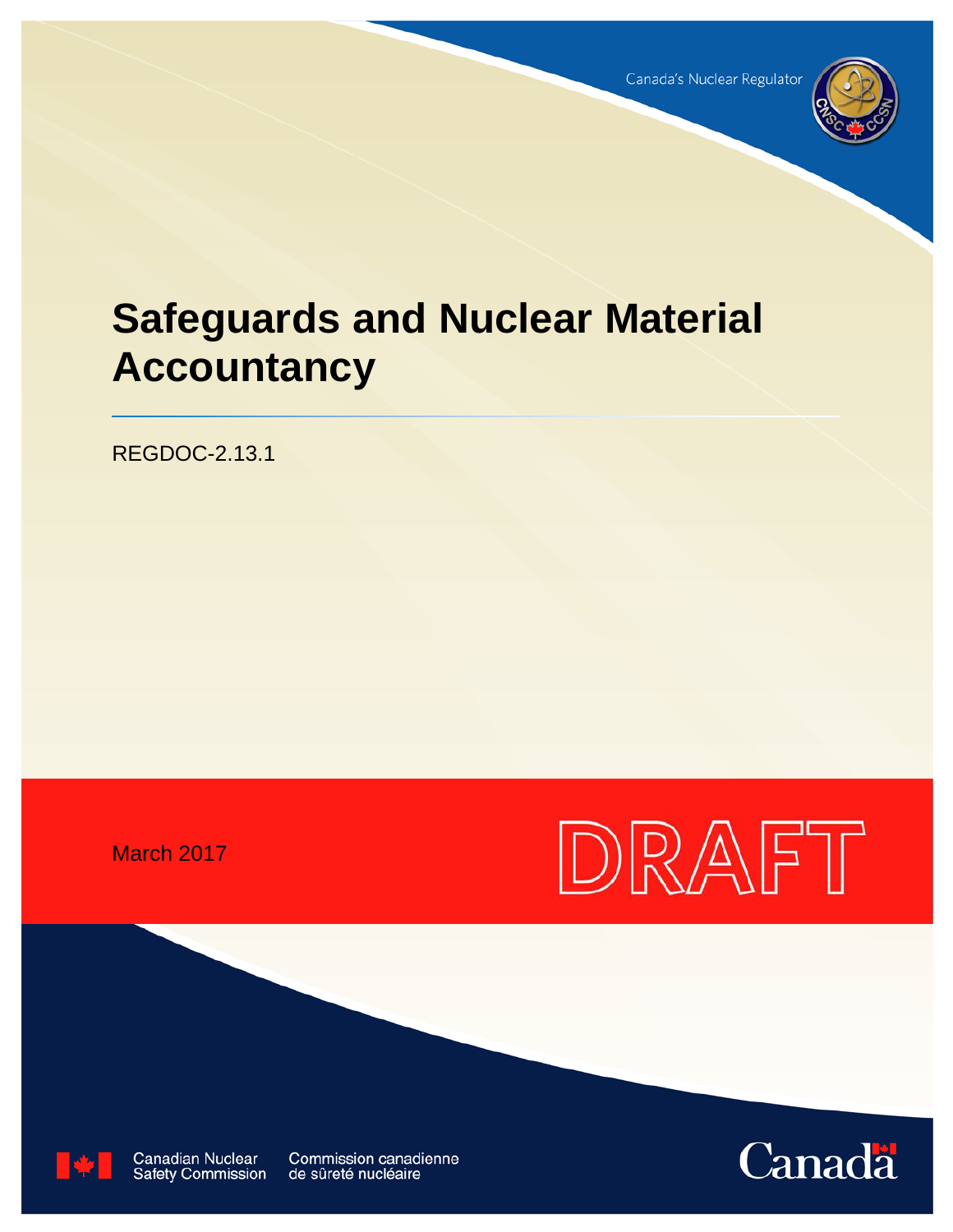Canada's Nuclear Regulator

# Safeguards and Nuclear Material Accountancy

REGDOC-2.13.1

March 2017

DRAFT

Canadian Nuclear Safety Commission

Commission canadienne de sûreté nucléaire

Canada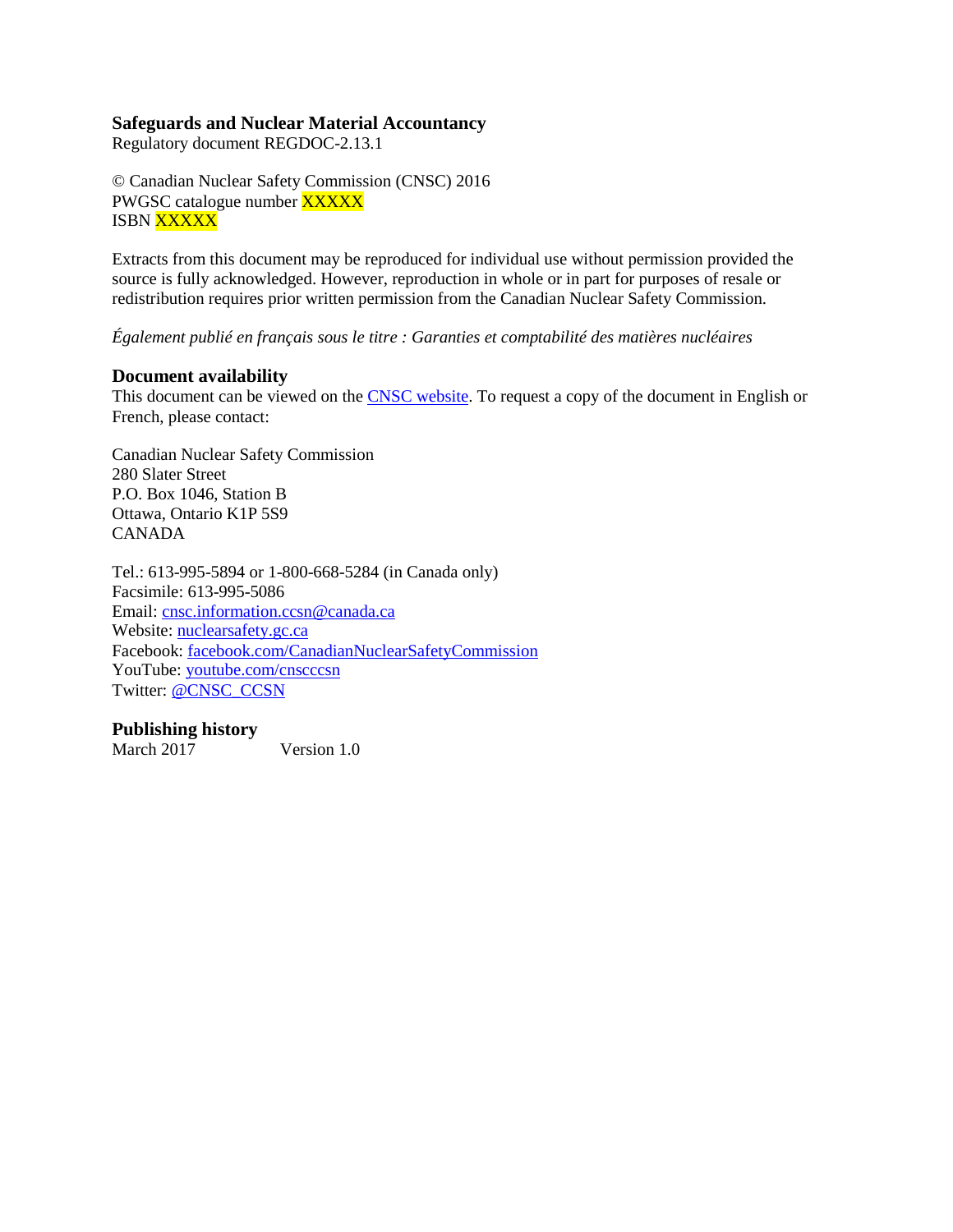**Safeguards and Nuclear Material Accountancy**
Regulatory document REGDOC-2.13.1

© Canadian Nuclear Safety Commission (CNSC) 2016
PWGSC catalogue number XXXXX
ISBN XXXXX

Extracts from this document may be reproduced for individual use without permission provided the source is fully acknowledged. However, reproduction in whole or in part for purposes of resale or redistribution requires prior written permission from the Canadian Nuclear Safety Commission.

*Également publié en français sous le titre : Garanties et comptabilité des matières nucléaires*

## Document availability

This document can be viewed on the CNSC website. To request a copy of the document in English or French, please contact:

Canadian Nuclear Safety Commission
280 Slater Street
P.O. Box 1046, Station B
Ottawa, Ontario K1P 5S9
CANADA

Tel.: 613-995-5894 or 1-800-668-5284 (in Canada only)
Facsimile: 613-995-5086
Email: cnsc.information.ccsn@canada.ca
Website: nuclearsafety.gc.ca
Facebook: facebook.com/CanadianNuclearSafetyCommission
YouTube: youtube.com/cnscccsn
Twitter: @CNSC_CCSN

## Publishing history

March 2017 Version 1.0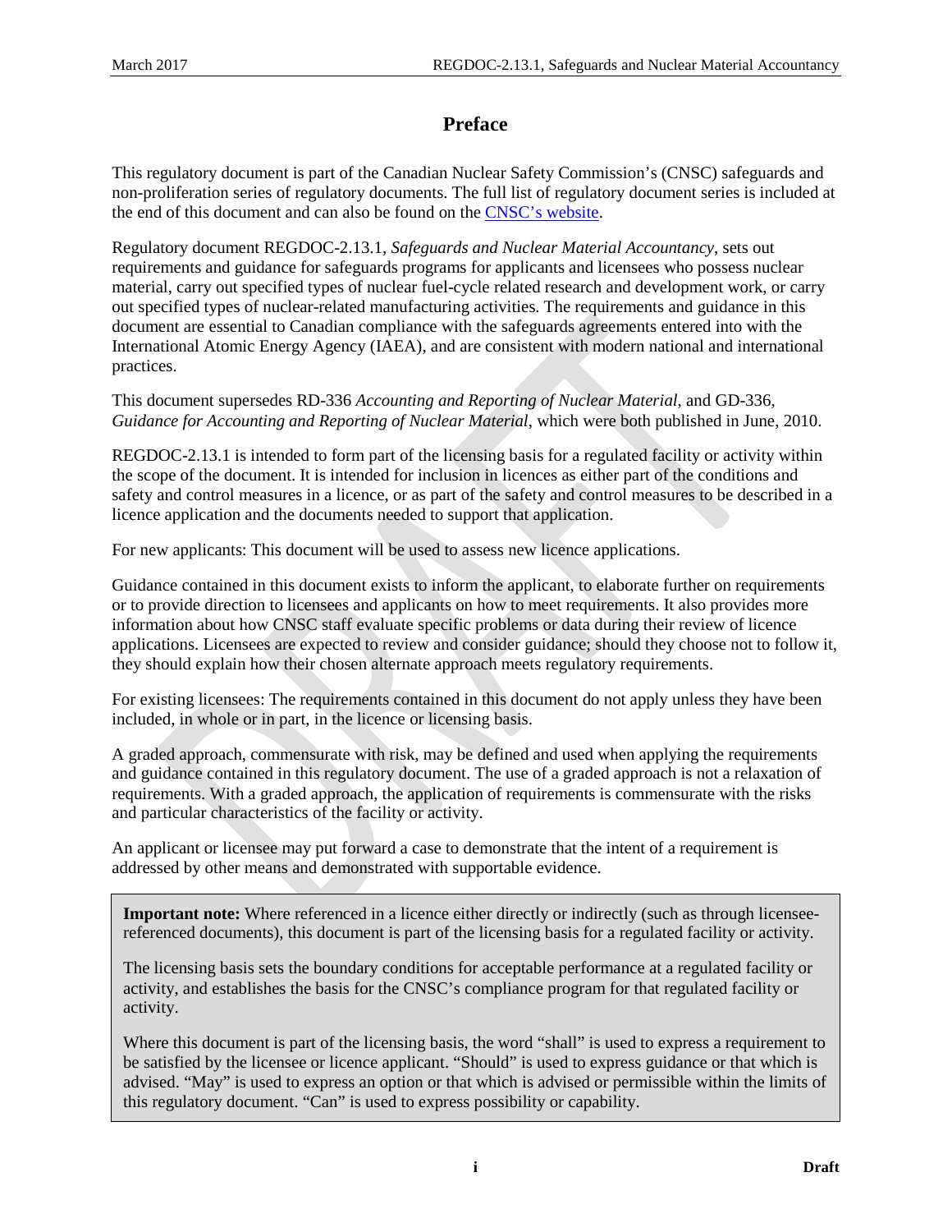# Preface

This regulatory document is part of the Canadian Nuclear Safety Commission's (CNSC) safeguards and non-proliferation series of regulatory documents. The full list of regulatory document series is included at the end of this document and can also be found on the [CNSC's website](#).

Regulatory document REGDOC-2.13.1, *Safeguards and Nuclear Material Accountancy*, sets out requirements and guidance for safeguards programs for applicants and licensees who possess nuclear material, carry out specified types of nuclear fuel-cycle related research and development work, or carry out specified types of nuclear-related manufacturing activities. The requirements and guidance in this document are essential to Canadian compliance with the safeguards agreements entered into with the International Atomic Energy Agency (IAEA), and are consistent with modern national and international practices.

This document supersedes RD-336 *Accounting and Reporting of Nuclear Material*, and GD-336, *Guidance for Accounting and Reporting of Nuclear Material*, which were both published in June, 2010.

REGDOC-2.13.1 is intended to form part of the licensing basis for a regulated facility or activity within the scope of the document. It is intended for inclusion in licences as either part of the conditions and safety and control measures in a licence, or as part of the safety and control measures to be described in a licence application and the documents needed to support that application.

For new applicants: This document will be used to assess new licence applications.

Guidance contained in this document exists to inform the applicant, to elaborate further on requirements or to provide direction to licensees and applicants on how to meet requirements. It also provides more information about how CNSC staff evaluate specific problems or data during their review of licence applications. Licensees are expected to review and consider guidance; should they choose not to follow it, they should explain how their chosen alternate approach meets regulatory requirements.

For existing licensees: The requirements contained in this document do not apply unless they have been included, in whole or in part, in the licence or licensing basis.

A graded approach, commensurate with risk, may be defined and used when applying the requirements and guidance contained in this regulatory document. The use of a graded approach is not a relaxation of requirements. With a graded approach, the application of requirements is commensurate with the risks and particular characteristics of the facility or activity.

An applicant or licensee may put forward a case to demonstrate that the intent of a requirement is addressed by other means and demonstrated with supportable evidence.

**Important note:** Where referenced in a licence either directly or indirectly (such as through licensee-referenced documents), this document is part of the licensing basis for a regulated facility or activity.

The licensing basis sets the boundary conditions for acceptable performance at a regulated facility or activity, and establishes the basis for the CNSC's compliance program for that regulated facility or activity.

Where this document is part of the licensing basis, the word "shall" is used to express a requirement to be satisfied by the licensee or licence applicant. "Should" is used to express guidance or that which is advised. "May" is used to express an option or that which is advised or permissible within the limits of this regulatory document. "Can" is used to express possibility or capability.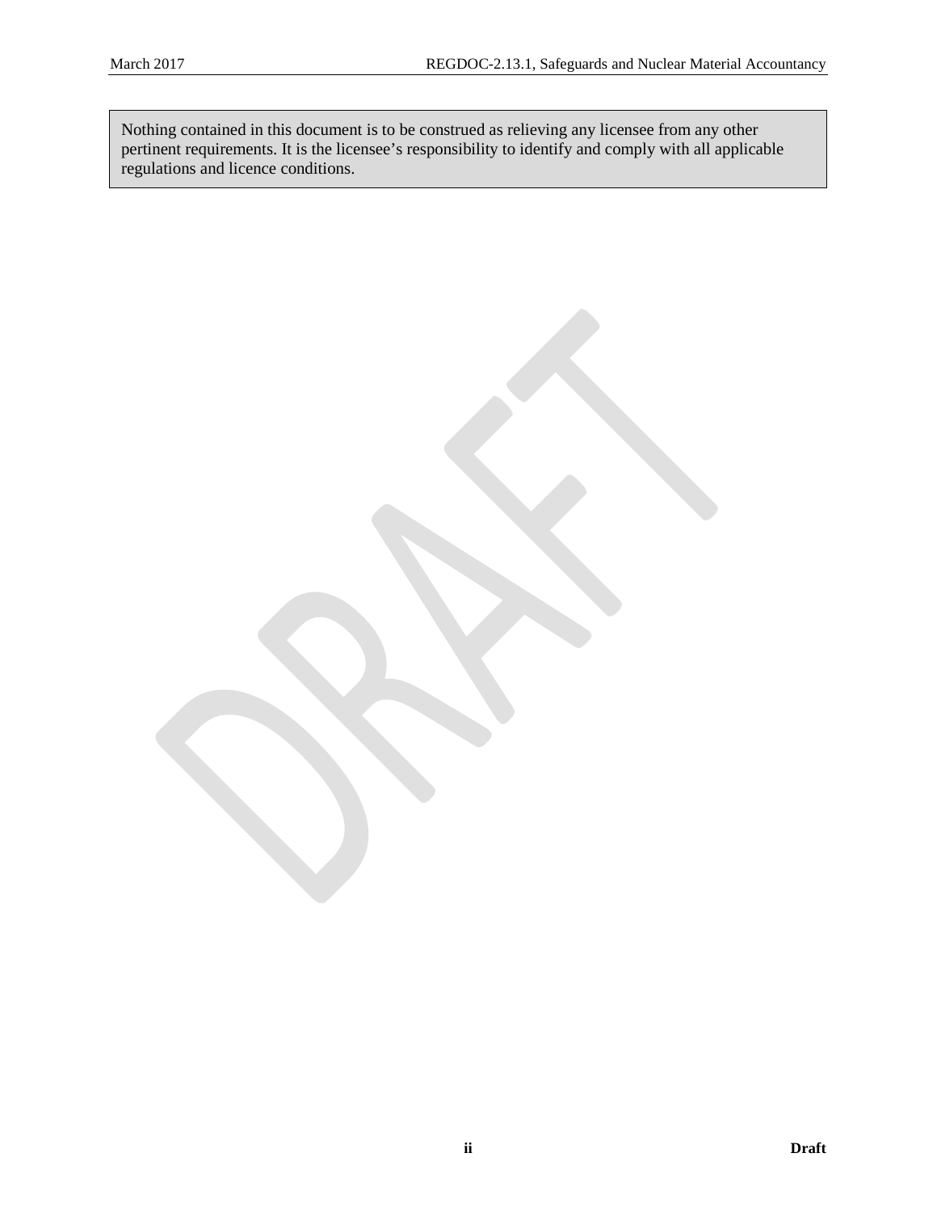Nothing contained in this document is to be construed as relieving any licensee from any other pertinent requirements. It is the licensee's responsibility to identify and comply with all applicable regulations and licence conditions.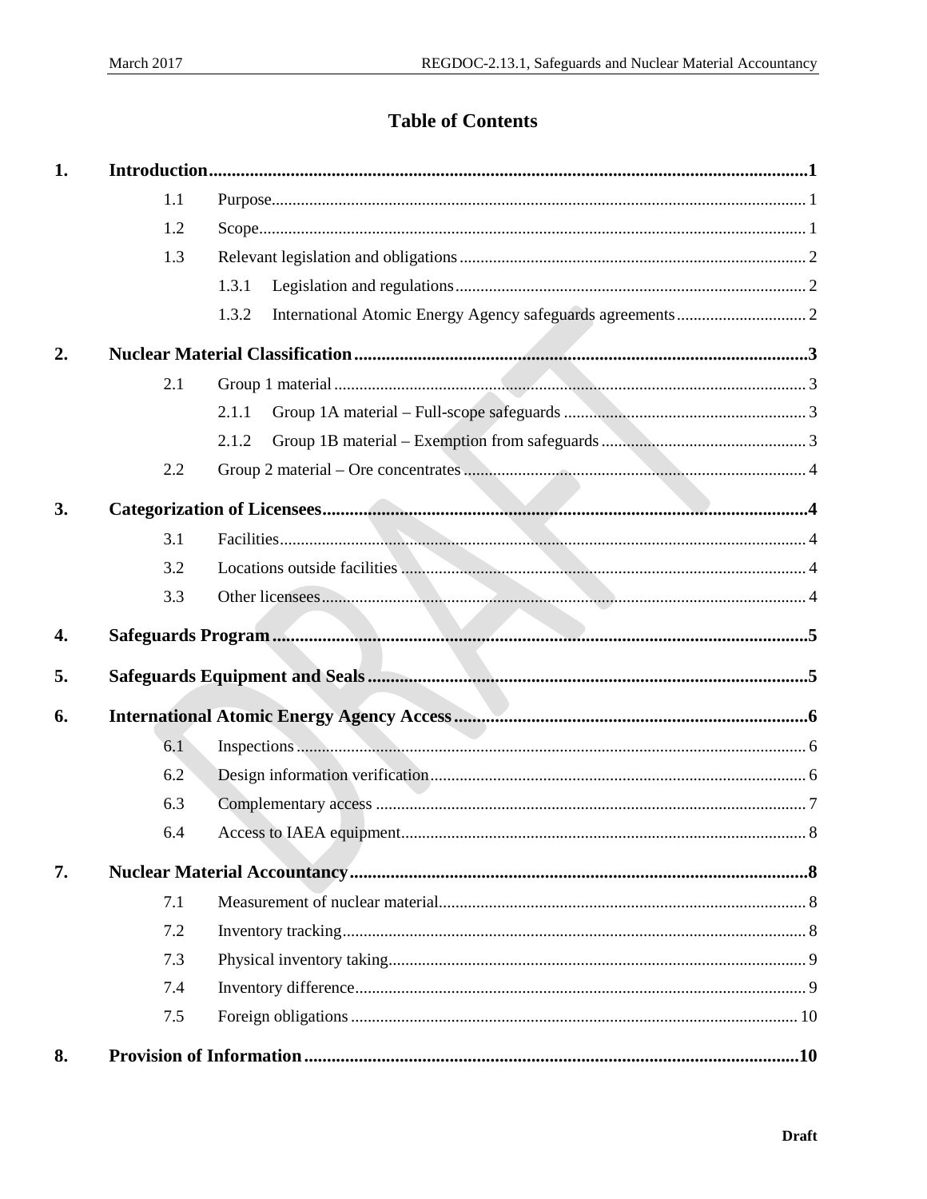# Table of Contents

| | | |
|---|---|---|
| **1.** | **Introduction** | **1** |
| 1.1 | Purpose | 1 |
| 1.2 | Scope | 1 |
| 1.3 | Relevant legislation and obligations | 2 |
| 1.3.1 | Legislation and regulations | 2 |
| 1.3.2 | International Atomic Energy Agency safeguards agreements | 2 |
| **2.** | **Nuclear Material Classification** | **3** |
| 2.1 | Group 1 material | 3 |
| 2.1.1 | Group 1A material – Full-scope safeguards | 3 |
| 2.1.2 | Group 1B material – Exemption from safeguards | 3 |
| 2.2 | Group 2 material – Ore concentrates | 4 |
| **3.** | **Categorization of Licensees** | **4** |
| 3.1 | Facilities | 4 |
| 3.2 | Locations outside facilities | 4 |
| 3.3 | Other licensees | 4 |
| **4.** | **Safeguards Program** | **5** |
| **5.** | **Safeguards Equipment and Seals** | **5** |
| **6.** | **International Atomic Energy Agency Access** | **6** |
| 6.1 | Inspections | 6 |
| 6.2 | Design information verification | 6 |
| 6.3 | Complementary access | 7 |
| 6.4 | Access to IAEA equipment | 8 |
| **7.** | **Nuclear Material Accountancy** | **8** |
| 7.1 | Measurement of nuclear material | 8 |
| 7.2 | Inventory tracking | 8 |
| 7.3 | Physical inventory taking | 9 |
| 7.4 | Inventory difference | 9 |
| 7.5 | Foreign obligations | 10 |
| **8.** | **Provision of Information** | **10** |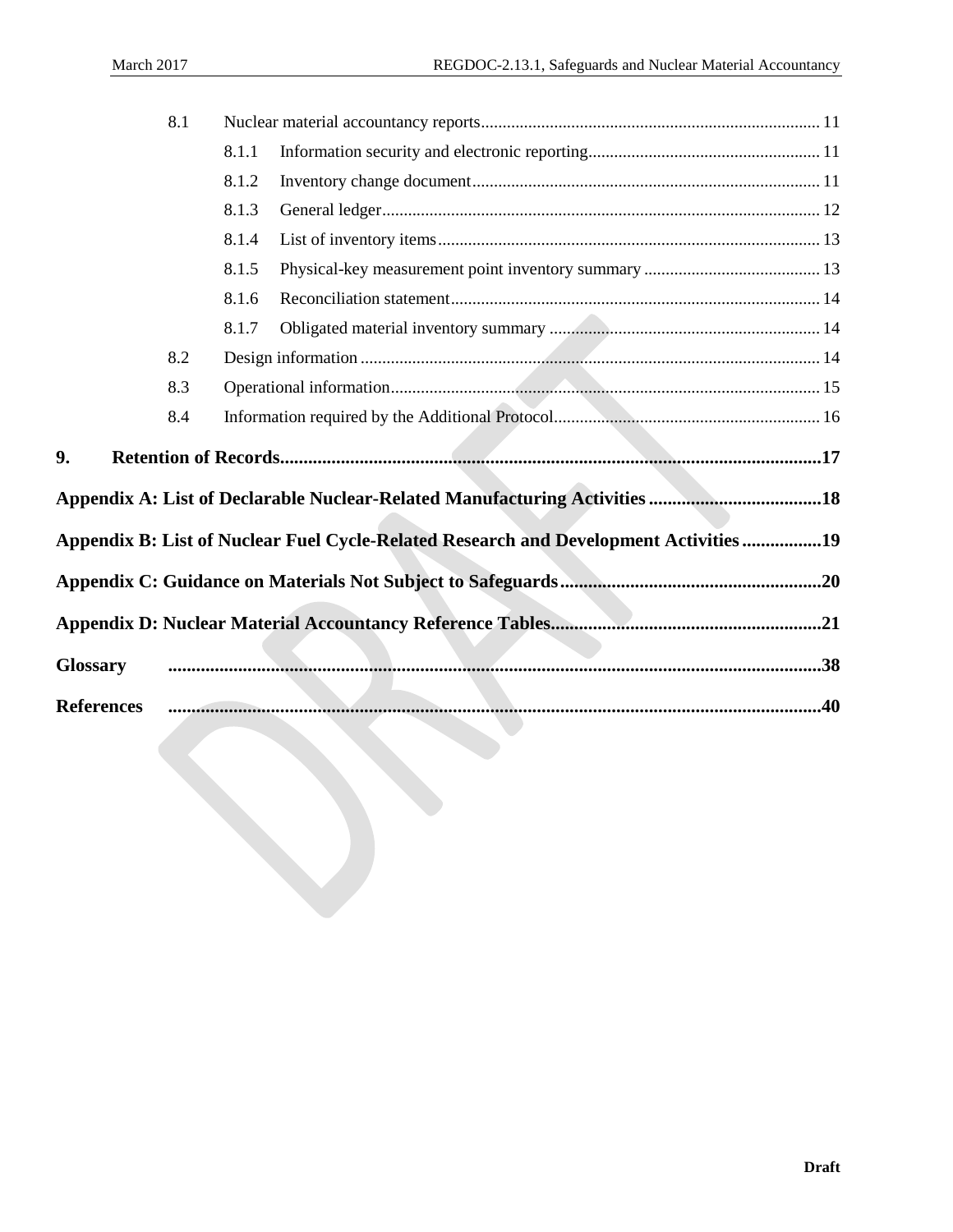- 8.1 Nuclear material accountancy reports ..... 11
  - 8.1.1 Information security and electronic reporting ..... 11
  - 8.1.2 Inventory change document ..... 11
  - 8.1.3 General ledger ..... 12
  - 8.1.4 List of inventory items ..... 13
  - 8.1.5 Physical-key measurement point inventory summary ..... 13
  - 8.1.6 Reconciliation statement ..... 14
  - 8.1.7 Obligated material inventory summary ..... 14
- 8.2 Design information ..... 14
- 8.3 Operational information ..... 15
- 8.4 Information required by the Additional Protocol ..... 16

**9. Retention of Records ..... 17**

**Appendix A: List of Declarable Nuclear-Related Manufacturing Activities ..... 18**

**Appendix B: List of Nuclear Fuel Cycle-Related Research and Development Activities ..... 19**

**Appendix C: Guidance on Materials Not Subject to Safeguards ..... 20**

**Appendix D: Nuclear Material Accountancy Reference Tables ..... 21**

**Glossary ..... 38**

**References ..... 40**

Draft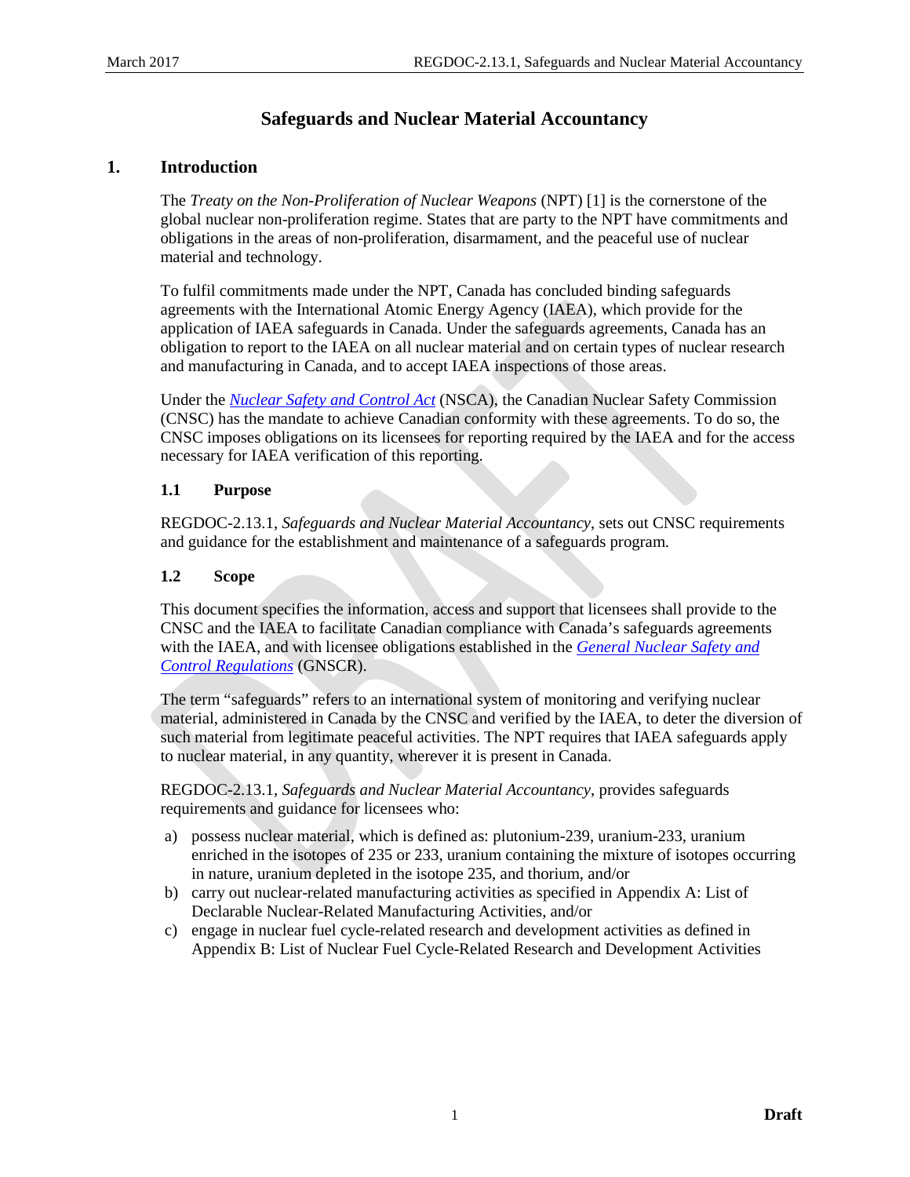# Safeguards and Nuclear Material Accountancy

## 1. Introduction

The *Treaty on the Non-Proliferation of Nuclear Weapons* (NPT) [1] is the cornerstone of the global nuclear non-proliferation regime. States that are party to the NPT have commitments and obligations in the areas of non-proliferation, disarmament, and the peaceful use of nuclear material and technology.

To fulfil commitments made under the NPT, Canada has concluded binding safeguards agreements with the International Atomic Energy Agency (IAEA), which provide for the application of IAEA safeguards in Canada. Under the safeguards agreements, Canada has an obligation to report to the IAEA on all nuclear material and on certain types of nuclear research and manufacturing in Canada, and to accept IAEA inspections of those areas.

Under the *Nuclear Safety and Control Act* (NSCA), the Canadian Nuclear Safety Commission (CNSC) has the mandate to achieve Canadian conformity with these agreements. To do so, the CNSC imposes obligations on its licensees for reporting required by the IAEA and for the access necessary for IAEA verification of this reporting.

### 1.1 Purpose

REGDOC-2.13.1, *Safeguards and Nuclear Material Accountancy*, sets out CNSC requirements and guidance for the establishment and maintenance of a safeguards program.

### 1.2 Scope

This document specifies the information, access and support that licensees shall provide to the CNSC and the IAEA to facilitate Canadian compliance with Canada's safeguards agreements with the IAEA, and with licensee obligations established in the *General Nuclear Safety and Control Regulations* (GNSCR).

The term "safeguards" refers to an international system of monitoring and verifying nuclear material, administered in Canada by the CNSC and verified by the IAEA, to deter the diversion of such material from legitimate peaceful activities. The NPT requires that IAEA safeguards apply to nuclear material, in any quantity, wherever it is present in Canada.

REGDOC-2.13.1, *Safeguards and Nuclear Material Accountancy*, provides safeguards requirements and guidance for licensees who:

a) possess nuclear material, which is defined as: plutonium-239, uranium-233, uranium enriched in the isotopes of 235 or 233, uranium containing the mixture of isotopes occurring in nature, uranium depleted in the isotope 235, and thorium, and/or
b) carry out nuclear-related manufacturing activities as specified in Appendix A: List of Declarable Nuclear-Related Manufacturing Activities, and/or
c) engage in nuclear fuel cycle-related research and development activities as defined in Appendix B: List of Nuclear Fuel Cycle-Related Research and Development Activities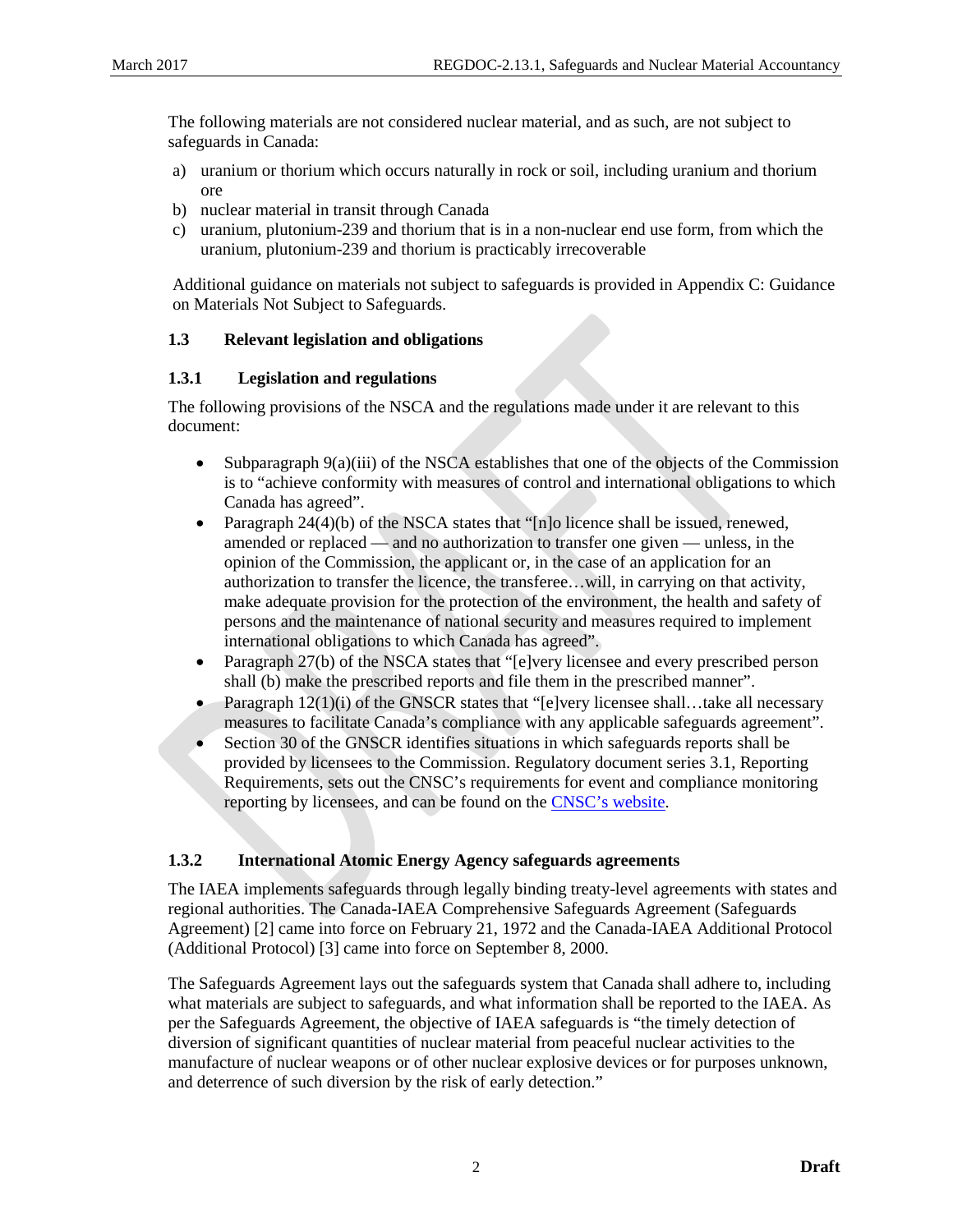The following materials are not considered nuclear material, and as such, are not subject to safeguards in Canada:

a) uranium or thorium which occurs naturally in rock or soil, including uranium and thorium ore
b) nuclear material in transit through Canada
c) uranium, plutonium-239 and thorium that is in a non-nuclear end use form, from which the uranium, plutonium-239 and thorium is practicably irrecoverable

Additional guidance on materials not subject to safeguards is provided in Appendix C: Guidance on Materials Not Subject to Safeguards.

### 1.3 Relevant legislation and obligations

#### 1.3.1 Legislation and regulations

The following provisions of the NSCA and the regulations made under it are relevant to this document:

- Subparagraph 9(a)(iii) of the NSCA establishes that one of the objects of the Commission is to "achieve conformity with measures of control and international obligations to which Canada has agreed".
- Paragraph 24(4)(b) of the NSCA states that "[n]o licence shall be issued, renewed, amended or replaced — and no authorization to transfer one given — unless, in the opinion of the Commission, the applicant or, in the case of an application for an authorization to transfer the licence, the transferee…will, in carrying on that activity, make adequate provision for the protection of the environment, the health and safety of persons and the maintenance of national security and measures required to implement international obligations to which Canada has agreed".
- Paragraph 27(b) of the NSCA states that "[e]very licensee and every prescribed person shall (b) make the prescribed reports and file them in the prescribed manner".
- Paragraph 12(1)(i) of the GNSCR states that "[e]very licensee shall…take all necessary measures to facilitate Canada's compliance with any applicable safeguards agreement".
- Section 30 of the GNSCR identifies situations in which safeguards reports shall be provided by licensees to the Commission. Regulatory document series 3.1, Reporting Requirements, sets out the CNSC's requirements for event and compliance monitoring reporting by licensees, and can be found on the CNSC's website.

#### 1.3.2 International Atomic Energy Agency safeguards agreements

The IAEA implements safeguards through legally binding treaty-level agreements with states and regional authorities. The Canada-IAEA Comprehensive Safeguards Agreement (Safeguards Agreement) [2] came into force on February 21, 1972 and the Canada-IAEA Additional Protocol (Additional Protocol) [3] came into force on September 8, 2000.

The Safeguards Agreement lays out the safeguards system that Canada shall adhere to, including what materials are subject to safeguards, and what information shall be reported to the IAEA. As per the Safeguards Agreement, the objective of IAEA safeguards is "the timely detection of diversion of significant quantities of nuclear material from peaceful nuclear activities to the manufacture of nuclear weapons or of other nuclear explosive devices or for purposes unknown, and deterrence of such diversion by the risk of early detection."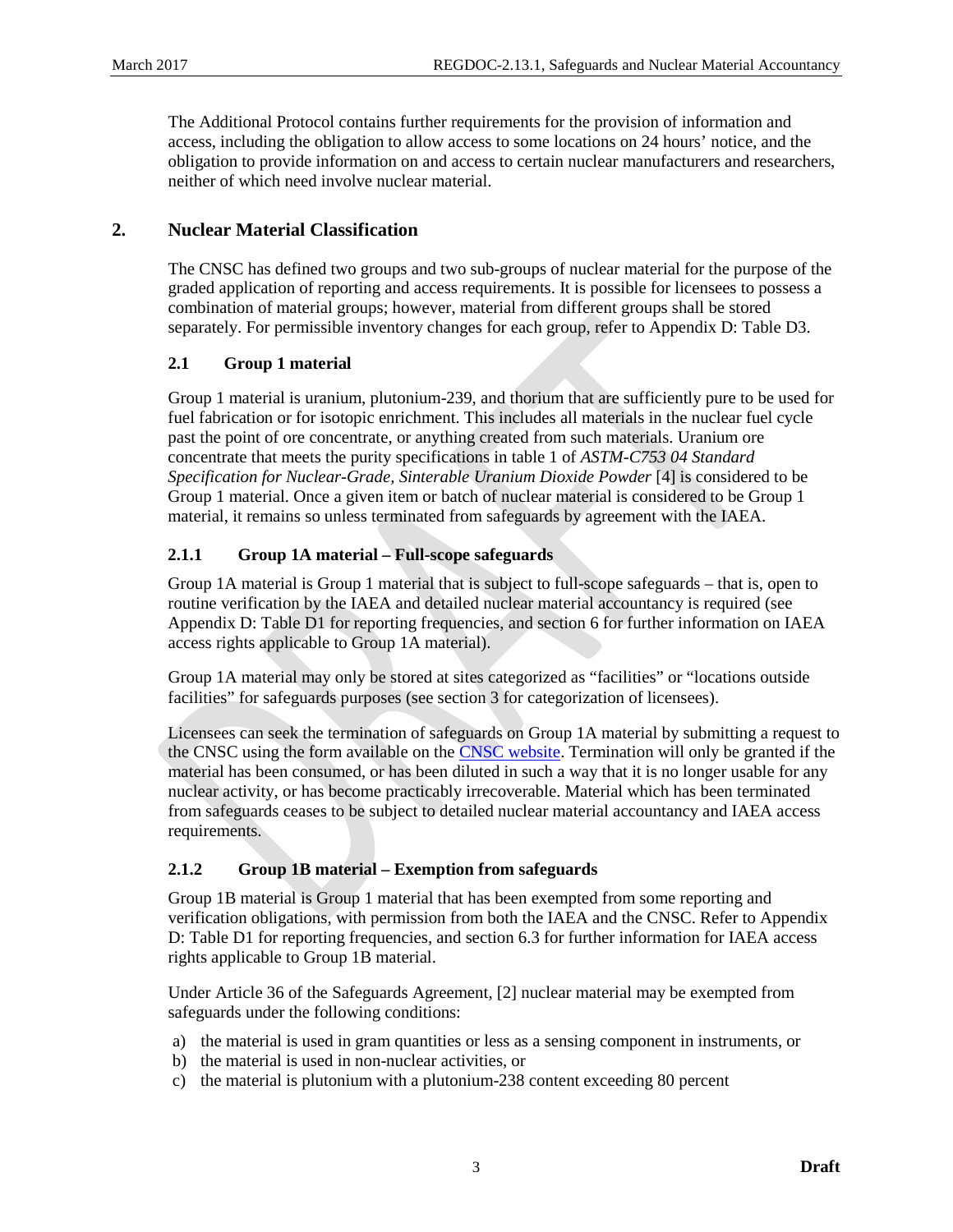The Additional Protocol contains further requirements for the provision of information and access, including the obligation to allow access to some locations on 24 hours' notice, and the obligation to provide information on and access to certain nuclear manufacturers and researchers, neither of which need involve nuclear material.

## 2. Nuclear Material Classification

The CNSC has defined two groups and two sub-groups of nuclear material for the purpose of the graded application of reporting and access requirements. It is possible for licensees to possess a combination of material groups; however, material from different groups shall be stored separately. For permissible inventory changes for each group, refer to Appendix D: Table D3.

### 2.1 Group 1 material

Group 1 material is uranium, plutonium-239, and thorium that are sufficiently pure to be used for fuel fabrication or for isotopic enrichment. This includes all materials in the nuclear fuel cycle past the point of ore concentrate, or anything created from such materials. Uranium ore concentrate that meets the purity specifications in table 1 of *ASTM-C753 04 Standard Specification for Nuclear-Grade, Sinterable Uranium Dioxide Powder* [4] is considered to be Group 1 material. Once a given item or batch of nuclear material is considered to be Group 1 material, it remains so unless terminated from safeguards by agreement with the IAEA.

#### 2.1.1 Group 1A material – Full-scope safeguards

Group 1A material is Group 1 material that is subject to full-scope safeguards – that is, open to routine verification by the IAEA and detailed nuclear material accountancy is required (see Appendix D: Table D1 for reporting frequencies, and section 6 for further information on IAEA access rights applicable to Group 1A material).

Group 1A material may only be stored at sites categorized as "facilities" or "locations outside facilities" for safeguards purposes (see section 3 for categorization of licensees).

Licensees can seek the termination of safeguards on Group 1A material by submitting a request to the CNSC using the form available on the CNSC website. Termination will only be granted if the material has been consumed, or has been diluted in such a way that it is no longer usable for any nuclear activity, or has become practicably irrecoverable. Material which has been terminated from safeguards ceases to be subject to detailed nuclear material accountancy and IAEA access requirements.

#### 2.1.2 Group 1B material – Exemption from safeguards

Group 1B material is Group 1 material that has been exempted from some reporting and verification obligations, with permission from both the IAEA and the CNSC. Refer to Appendix D: Table D1 for reporting frequencies, and section 6.3 for further information for IAEA access rights applicable to Group 1B material.

Under Article 36 of the Safeguards Agreement, [2] nuclear material may be exempted from safeguards under the following conditions:

a) the material is used in gram quantities or less as a sensing component in instruments, or
b) the material is used in non-nuclear activities, or
c) the material is plutonium with a plutonium-238 content exceeding 80 percent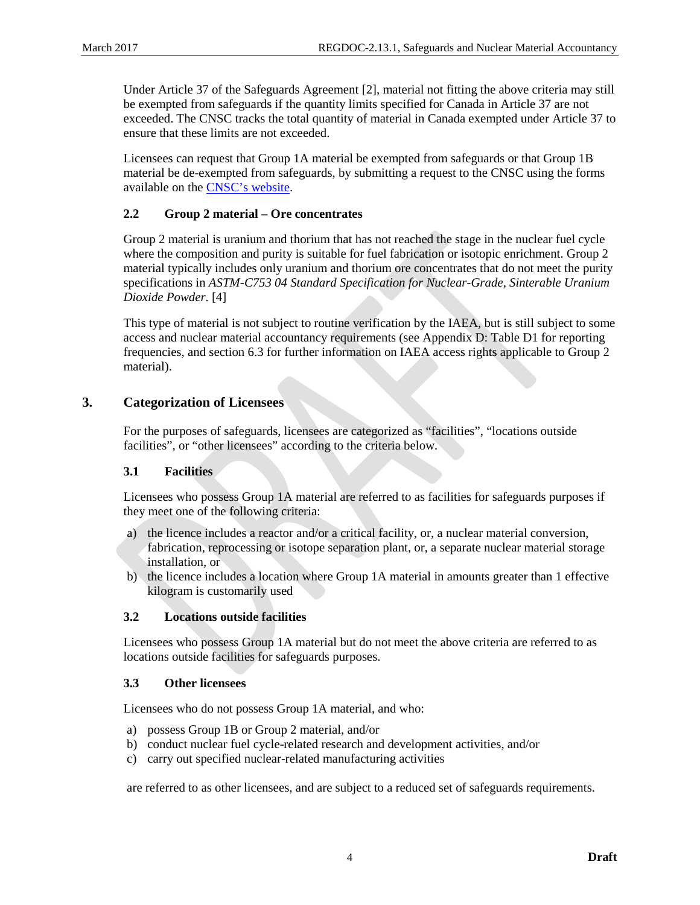Under Article 37 of the Safeguards Agreement [2], material not fitting the above criteria may still be exempted from safeguards if the quantity limits specified for Canada in Article 37 are not exceeded. The CNSC tracks the total quantity of material in Canada exempted under Article 37 to ensure that these limits are not exceeded.

Licensees can request that Group 1A material be exempted from safeguards or that Group 1B material be de-exempted from safeguards, by submitting a request to the CNSC using the forms available on the CNSC's website.

### 2.2 Group 2 material – Ore concentrates

Group 2 material is uranium and thorium that has not reached the stage in the nuclear fuel cycle where the composition and purity is suitable for fuel fabrication or isotopic enrichment. Group 2 material typically includes only uranium and thorium ore concentrates that do not meet the purity specifications in *ASTM-C753 04 Standard Specification for Nuclear-Grade, Sinterable Uranium Dioxide Powder*. [4]

This type of material is not subject to routine verification by the IAEA, but is still subject to some access and nuclear material accountancy requirements (see Appendix D: Table D1 for reporting frequencies, and section 6.3 for further information on IAEA access rights applicable to Group 2 material).

## 3. Categorization of Licensees

For the purposes of safeguards, licensees are categorized as "facilities", "locations outside facilities", or "other licensees" according to the criteria below.

### 3.1 Facilities

Licensees who possess Group 1A material are referred to as facilities for safeguards purposes if they meet one of the following criteria:

a) the licence includes a reactor and/or a critical facility, or, a nuclear material conversion, fabrication, reprocessing or isotope separation plant, or, a separate nuclear material storage installation, or
b) the licence includes a location where Group 1A material in amounts greater than 1 effective kilogram is customarily used

### 3.2 Locations outside facilities

Licensees who possess Group 1A material but do not meet the above criteria are referred to as locations outside facilities for safeguards purposes.

### 3.3 Other licensees

Licensees who do not possess Group 1A material, and who:

a) possess Group 1B or Group 2 material, and/or
b) conduct nuclear fuel cycle-related research and development activities, and/or
c) carry out specified nuclear-related manufacturing activities

are referred to as other licensees, and are subject to a reduced set of safeguards requirements.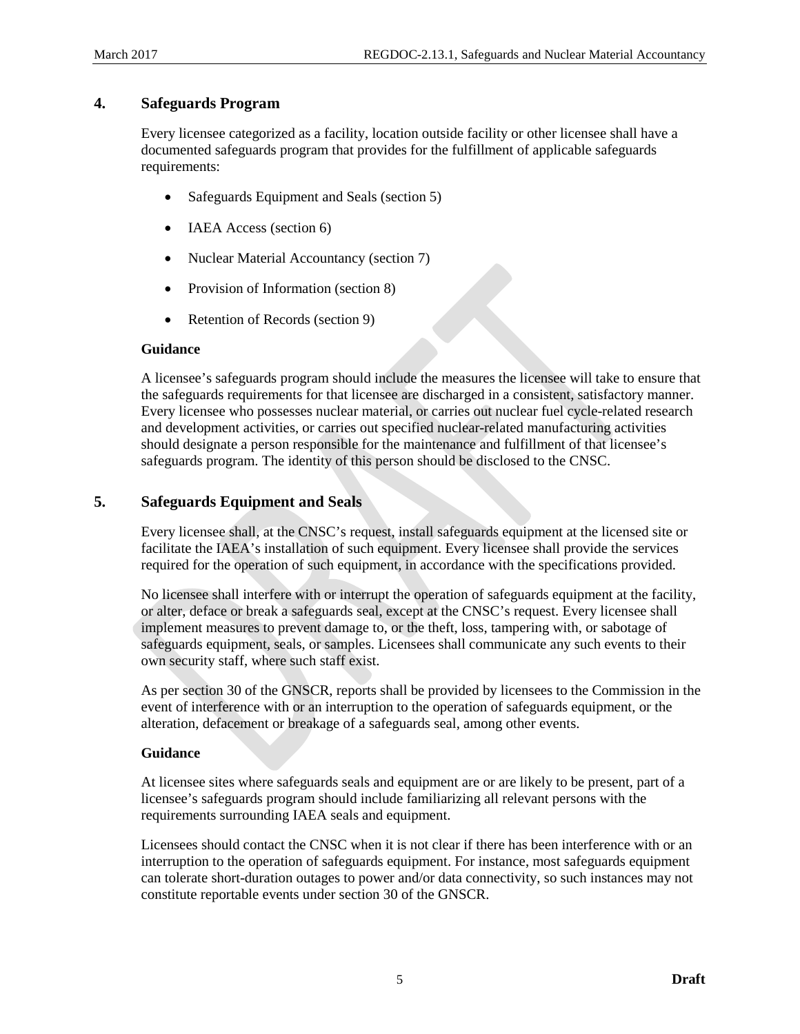## 4. Safeguards Program

Every licensee categorized as a facility, location outside facility or other licensee shall have a documented safeguards program that provides for the fulfillment of applicable safeguards requirements:

- Safeguards Equipment and Seals (section 5)
- IAEA Access (section 6)
- Nuclear Material Accountancy (section 7)
- Provision of Information (section 8)
- Retention of Records (section 9)

**Guidance**

A licensee's safeguards program should include the measures the licensee will take to ensure that the safeguards requirements for that licensee are discharged in a consistent, satisfactory manner. Every licensee who possesses nuclear material, or carries out nuclear fuel cycle-related research and development activities, or carries out specified nuclear-related manufacturing activities should designate a person responsible for the maintenance and fulfillment of that licensee's safeguards program. The identity of this person should be disclosed to the CNSC.

## 5. Safeguards Equipment and Seals

Every licensee shall, at the CNSC's request, install safeguards equipment at the licensed site or facilitate the IAEA's installation of such equipment. Every licensee shall provide the services required for the operation of such equipment, in accordance with the specifications provided.

No licensee shall interfere with or interrupt the operation of safeguards equipment at the facility, or alter, deface or break a safeguards seal, except at the CNSC's request. Every licensee shall implement measures to prevent damage to, or the theft, loss, tampering with, or sabotage of safeguards equipment, seals, or samples. Licensees shall communicate any such events to their own security staff, where such staff exist.

As per section 30 of the GNSCR, reports shall be provided by licensees to the Commission in the event of interference with or an interruption to the operation of safeguards equipment, or the alteration, defacement or breakage of a safeguards seal, among other events.

**Guidance**

At licensee sites where safeguards seals and equipment are or are likely to be present, part of a licensee's safeguards program should include familiarizing all relevant persons with the requirements surrounding IAEA seals and equipment.

Licensees should contact the CNSC when it is not clear if there has been interference with or an interruption to the operation of safeguards equipment. For instance, most safeguards equipment can tolerate short-duration outages to power and/or data connectivity, so such instances may not constitute reportable events under section 30 of the GNSCR.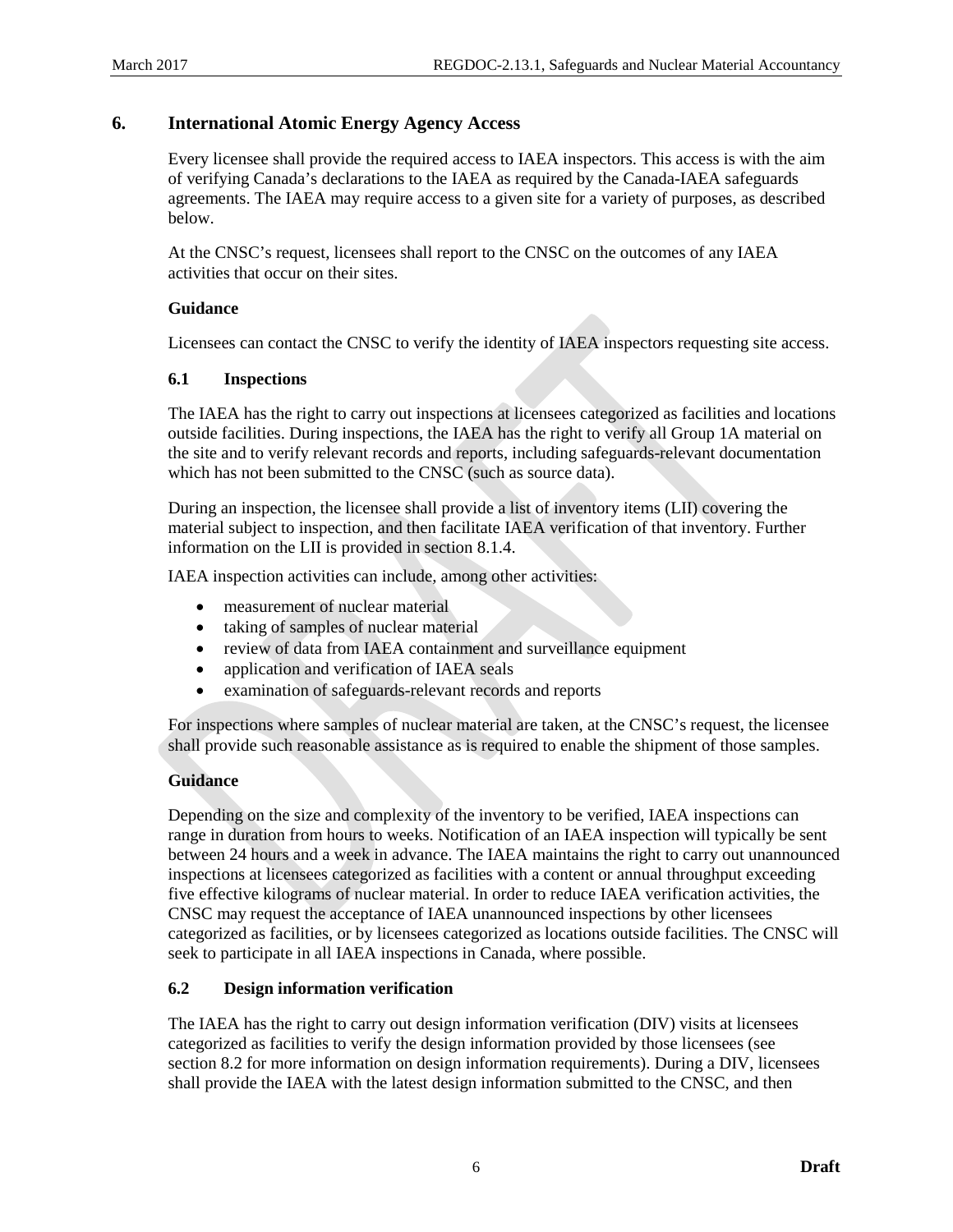## 6. International Atomic Energy Agency Access

Every licensee shall provide the required access to IAEA inspectors. This access is with the aim of verifying Canada's declarations to the IAEA as required by the Canada-IAEA safeguards agreements. The IAEA may require access to a given site for a variety of purposes, as described below.

At the CNSC's request, licensees shall report to the CNSC on the outcomes of any IAEA activities that occur on their sites.

**Guidance**

Licensees can contact the CNSC to verify the identity of IAEA inspectors requesting site access.

### 6.1 Inspections

The IAEA has the right to carry out inspections at licensees categorized as facilities and locations outside facilities. During inspections, the IAEA has the right to verify all Group 1A material on the site and to verify relevant records and reports, including safeguards-relevant documentation which has not been submitted to the CNSC (such as source data).

During an inspection, the licensee shall provide a list of inventory items (LII) covering the material subject to inspection, and then facilitate IAEA verification of that inventory. Further information on the LII is provided in section 8.1.4.

IAEA inspection activities can include, among other activities:

- measurement of nuclear material
- taking of samples of nuclear material
- review of data from IAEA containment and surveillance equipment
- application and verification of IAEA seals
- examination of safeguards-relevant records and reports

For inspections where samples of nuclear material are taken, at the CNSC's request, the licensee shall provide such reasonable assistance as is required to enable the shipment of those samples.

**Guidance**

Depending on the size and complexity of the inventory to be verified, IAEA inspections can range in duration from hours to weeks. Notification of an IAEA inspection will typically be sent between 24 hours and a week in advance. The IAEA maintains the right to carry out unannounced inspections at licensees categorized as facilities with a content or annual throughput exceeding five effective kilograms of nuclear material. In order to reduce IAEA verification activities, the CNSC may request the acceptance of IAEA unannounced inspections by other licensees categorized as facilities, or by licensees categorized as locations outside facilities. The CNSC will seek to participate in all IAEA inspections in Canada, where possible.

### 6.2 Design information verification

The IAEA has the right to carry out design information verification (DIV) visits at licensees categorized as facilities to verify the design information provided by those licensees (see section 8.2 for more information on design information requirements). During a DIV, licensees shall provide the IAEA with the latest design information submitted to the CNSC, and then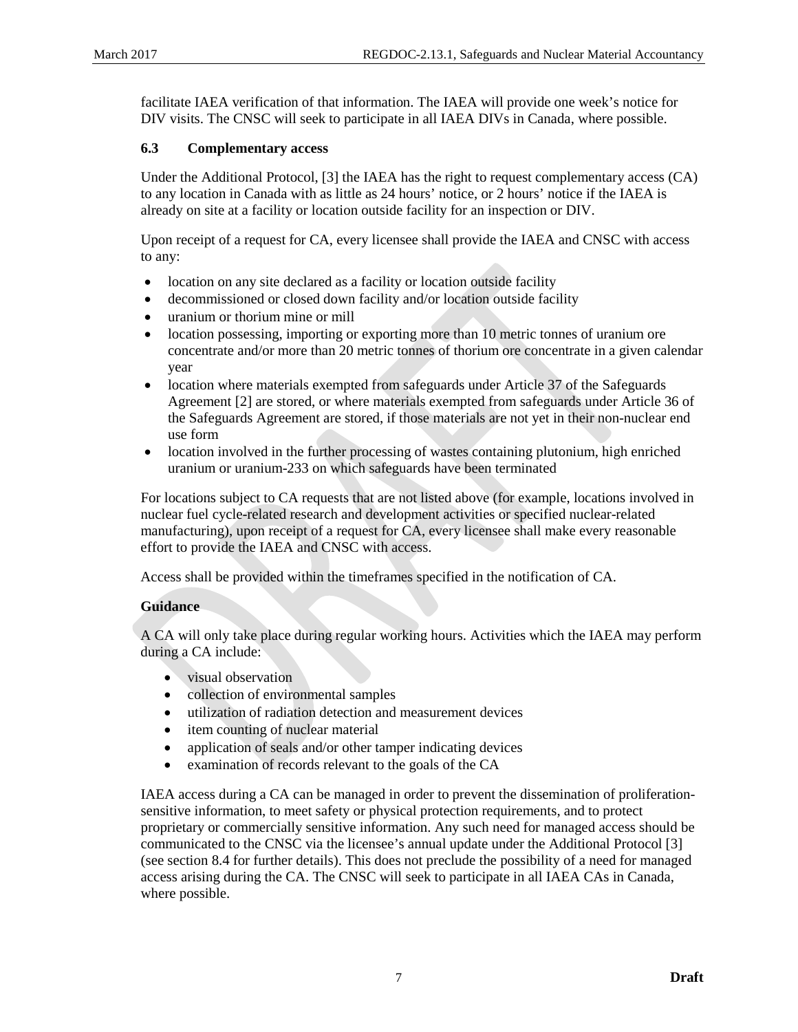facilitate IAEA verification of that information. The IAEA will provide one week's notice for DIV visits. The CNSC will seek to participate in all IAEA DIVs in Canada, where possible.

### 6.3 Complementary access

Under the Additional Protocol, [3] the IAEA has the right to request complementary access (CA) to any location in Canada with as little as 24 hours' notice, or 2 hours' notice if the IAEA is already on site at a facility or location outside facility for an inspection or DIV.

Upon receipt of a request for CA, every licensee shall provide the IAEA and CNSC with access to any:

- location on any site declared as a facility or location outside facility
- decommissioned or closed down facility and/or location outside facility
- uranium or thorium mine or mill
- location possessing, importing or exporting more than 10 metric tonnes of uranium ore concentrate and/or more than 20 metric tonnes of thorium ore concentrate in a given calendar year
- location where materials exempted from safeguards under Article 37 of the Safeguards Agreement [2] are stored, or where materials exempted from safeguards under Article 36 of the Safeguards Agreement are stored, if those materials are not yet in their non-nuclear end use form
- location involved in the further processing of wastes containing plutonium, high enriched uranium or uranium-233 on which safeguards have been terminated

For locations subject to CA requests that are not listed above (for example, locations involved in nuclear fuel cycle-related research and development activities or specified nuclear-related manufacturing), upon receipt of a request for CA, every licensee shall make every reasonable effort to provide the IAEA and CNSC with access.

Access shall be provided within the timeframes specified in the notification of CA.

**Guidance**

A CA will only take place during regular working hours. Activities which the IAEA may perform during a CA include:

- visual observation
- collection of environmental samples
- utilization of radiation detection and measurement devices
- item counting of nuclear material
- application of seals and/or other tamper indicating devices
- examination of records relevant to the goals of the CA

IAEA access during a CA can be managed in order to prevent the dissemination of proliferation-sensitive information, to meet safety or physical protection requirements, and to protect proprietary or commercially sensitive information. Any such need for managed access should be communicated to the CNSC via the licensee's annual update under the Additional Protocol [3] (see section 8.4 for further details). This does not preclude the possibility of a need for managed access arising during the CA. The CNSC will seek to participate in all IAEA CAs in Canada, where possible.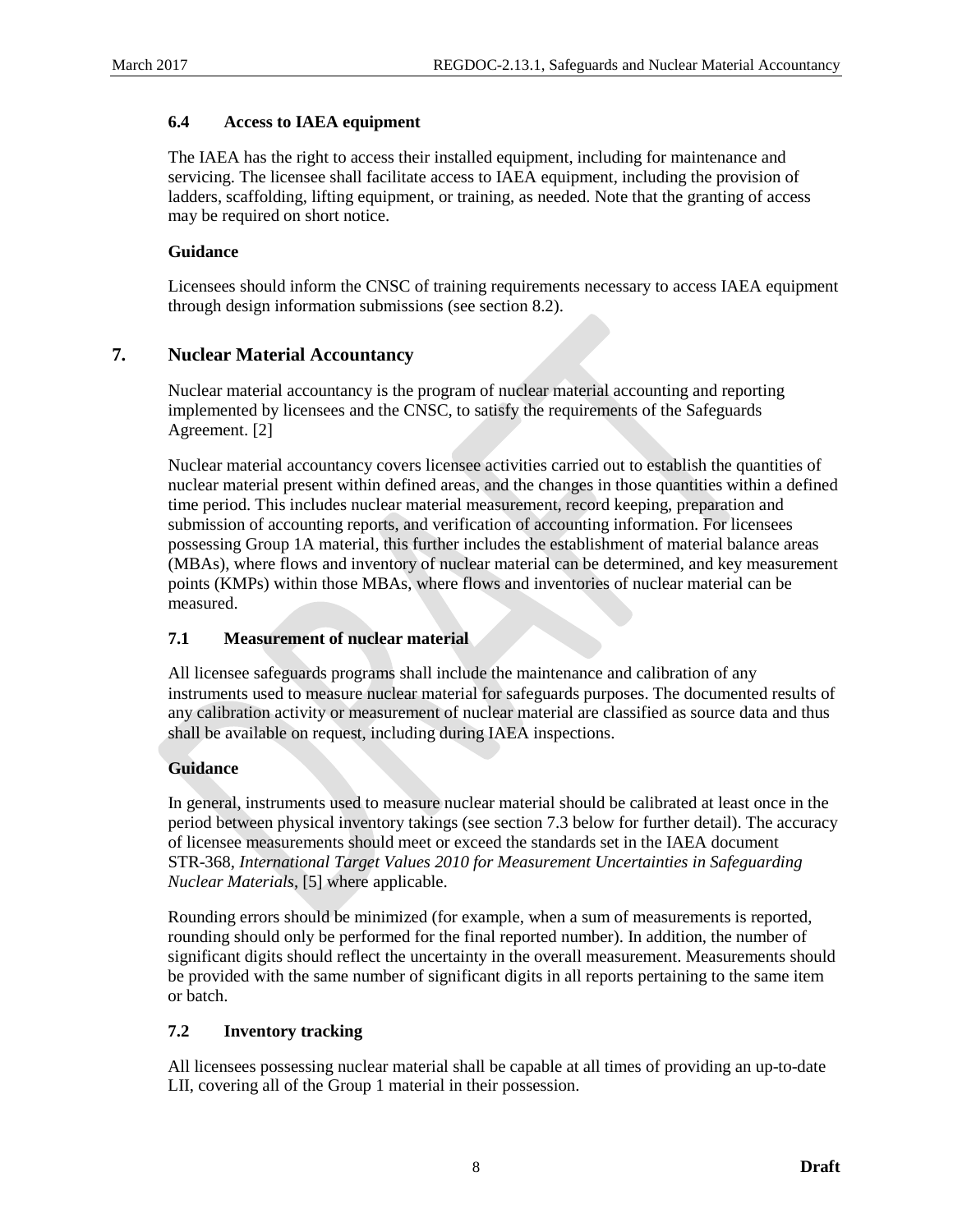### 6.4 Access to IAEA equipment

The IAEA has the right to access their installed equipment, including for maintenance and servicing. The licensee shall facilitate access to IAEA equipment, including the provision of ladders, scaffolding, lifting equipment, or training, as needed. Note that the granting of access may be required on short notice.

**Guidance**

Licensees should inform the CNSC of training requirements necessary to access IAEA equipment through design information submissions (see section 8.2).

## 7. Nuclear Material Accountancy

Nuclear material accountancy is the program of nuclear material accounting and reporting implemented by licensees and the CNSC, to satisfy the requirements of the Safeguards Agreement. [2]

Nuclear material accountancy covers licensee activities carried out to establish the quantities of nuclear material present within defined areas, and the changes in those quantities within a defined time period. This includes nuclear material measurement, record keeping, preparation and submission of accounting reports, and verification of accounting information. For licensees possessing Group 1A material, this further includes the establishment of material balance areas (MBAs), where flows and inventory of nuclear material can be determined, and key measurement points (KMPs) within those MBAs, where flows and inventories of nuclear material can be measured.

### 7.1 Measurement of nuclear material

All licensee safeguards programs shall include the maintenance and calibration of any instruments used to measure nuclear material for safeguards purposes. The documented results of any calibration activity or measurement of nuclear material are classified as source data and thus shall be available on request, including during IAEA inspections.

**Guidance**

In general, instruments used to measure nuclear material should be calibrated at least once in the period between physical inventory takings (see section 7.3 below for further detail). The accuracy of licensee measurements should meet or exceed the standards set in the IAEA document STR-368, *International Target Values 2010 for Measurement Uncertainties in Safeguarding Nuclear Materials*, [5] where applicable.

Rounding errors should be minimized (for example, when a sum of measurements is reported, rounding should only be performed for the final reported number). In addition, the number of significant digits should reflect the uncertainty in the overall measurement. Measurements should be provided with the same number of significant digits in all reports pertaining to the same item or batch.

### 7.2 Inventory tracking

All licensees possessing nuclear material shall be capable at all times of providing an up-to-date LII, covering all of the Group 1 material in their possession.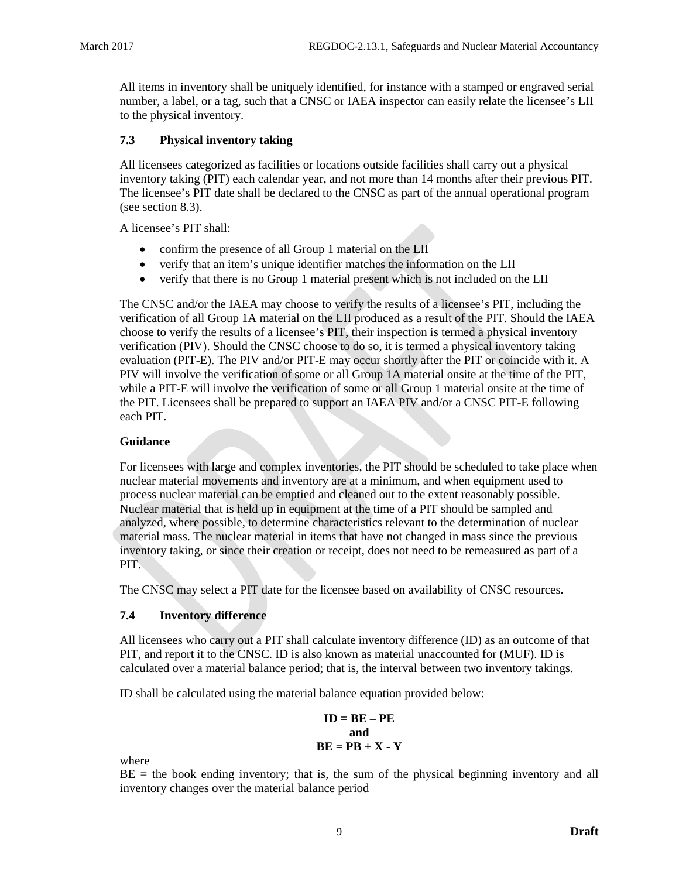All items in inventory shall be uniquely identified, for instance with a stamped or engraved serial number, a label, or a tag, such that a CNSC or IAEA inspector can easily relate the licensee's LII to the physical inventory.

### 7.3 Physical inventory taking

All licensees categorized as facilities or locations outside facilities shall carry out a physical inventory taking (PIT) each calendar year, and not more than 14 months after their previous PIT. The licensee's PIT date shall be declared to the CNSC as part of the annual operational program (see section 8.3).

A licensee's PIT shall:

- confirm the presence of all Group 1 material on the LII
- verify that an item's unique identifier matches the information on the LII
- verify that there is no Group 1 material present which is not included on the LII

The CNSC and/or the IAEA may choose to verify the results of a licensee's PIT, including the verification of all Group 1A material on the LII produced as a result of the PIT. Should the IAEA choose to verify the results of a licensee's PIT, their inspection is termed a physical inventory verification (PIV). Should the CNSC choose to do so, it is termed a physical inventory taking evaluation (PIT-E). The PIV and/or PIT-E may occur shortly after the PIT or coincide with it. A PIV will involve the verification of some or all Group 1A material onsite at the time of the PIT, while a PIT-E will involve the verification of some or all Group 1 material onsite at the time of the PIT. Licensees shall be prepared to support an IAEA PIV and/or a CNSC PIT-E following each PIT.

**Guidance**

For licensees with large and complex inventories, the PIT should be scheduled to take place when nuclear material movements and inventory are at a minimum, and when equipment used to process nuclear material can be emptied and cleaned out to the extent reasonably possible. Nuclear material that is held up in equipment at the time of a PIT should be sampled and analyzed, where possible, to determine characteristics relevant to the determination of nuclear material mass. The nuclear material in items that have not changed in mass since the previous inventory taking, or since their creation or receipt, does not need to be remeasured as part of a PIT.

The CNSC may select a PIT date for the licensee based on availability of CNSC resources.

### 7.4 Inventory difference

All licensees who carry out a PIT shall calculate inventory difference (ID) as an outcome of that PIT, and report it to the CNSC. ID is also known as material unaccounted for (MUF). ID is calculated over a material balance period; that is, the interval between two inventory takings.

ID shall be calculated using the material balance equation provided below:

$$\mathbf{ID = BE - PE}$$

**and**

$$\mathbf{BE = PB + X - Y}$$

where

BE = the book ending inventory; that is, the sum of the physical beginning inventory and all inventory changes over the material balance period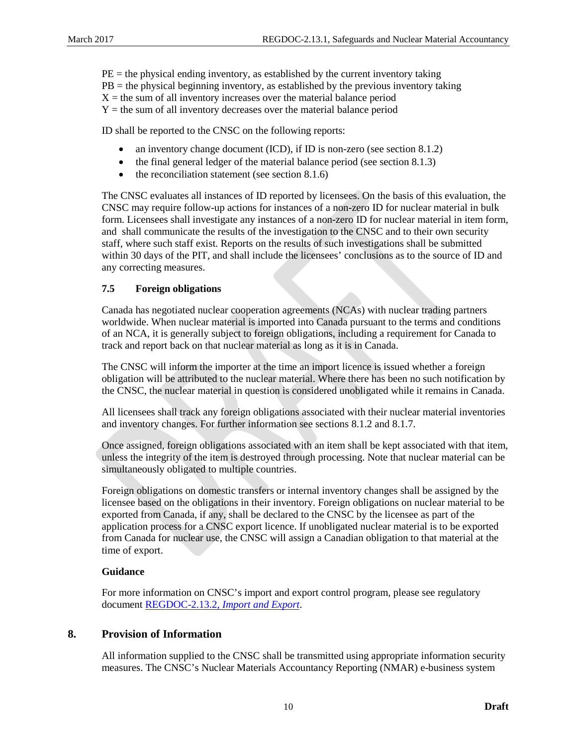PE = the physical ending inventory, as established by the current inventory taking
PB = the physical beginning inventory, as established by the previous inventory taking
X = the sum of all inventory increases over the material balance period
Y = the sum of all inventory decreases over the material balance period

ID shall be reported to the CNSC on the following reports:

- an inventory change document (ICD), if ID is non-zero (see section 8.1.2)
- the final general ledger of the material balance period (see section 8.1.3)
- the reconciliation statement (see section 8.1.6)

The CNSC evaluates all instances of ID reported by licensees. On the basis of this evaluation, the CNSC may require follow-up actions for instances of a non-zero ID for nuclear material in bulk form. Licensees shall investigate any instances of a non-zero ID for nuclear material in item form, and shall communicate the results of the investigation to the CNSC and to their own security staff, where such staff exist. Reports on the results of such investigations shall be submitted within 30 days of the PIT, and shall include the licensees' conclusions as to the source of ID and any correcting measures.

### 7.5 Foreign obligations

Canada has negotiated nuclear cooperation agreements (NCAs) with nuclear trading partners worldwide. When nuclear material is imported into Canada pursuant to the terms and conditions of an NCA, it is generally subject to foreign obligations, including a requirement for Canada to track and report back on that nuclear material as long as it is in Canada.

The CNSC will inform the importer at the time an import licence is issued whether a foreign obligation will be attributed to the nuclear material. Where there has been no such notification by the CNSC, the nuclear material in question is considered unobligated while it remains in Canada.

All licensees shall track any foreign obligations associated with their nuclear material inventories and inventory changes. For further information see sections 8.1.2 and 8.1.7.

Once assigned, foreign obligations associated with an item shall be kept associated with that item, unless the integrity of the item is destroyed through processing. Note that nuclear material can be simultaneously obligated to multiple countries.

Foreign obligations on domestic transfers or internal inventory changes shall be assigned by the licensee based on the obligations in their inventory. Foreign obligations on nuclear material to be exported from Canada, if any, shall be declared to the CNSC by the licensee as part of the application process for a CNSC export licence. If unobligated nuclear material is to be exported from Canada for nuclear use, the CNSC will assign a Canadian obligation to that material at the time of export.

**Guidance**

For more information on CNSC's import and export control program, please see regulatory document REGDOC-2.13.2, *Import and Export*.

## 8. Provision of Information

All information supplied to the CNSC shall be transmitted using appropriate information security measures. The CNSC's Nuclear Materials Accountancy Reporting (NMAR) e-business system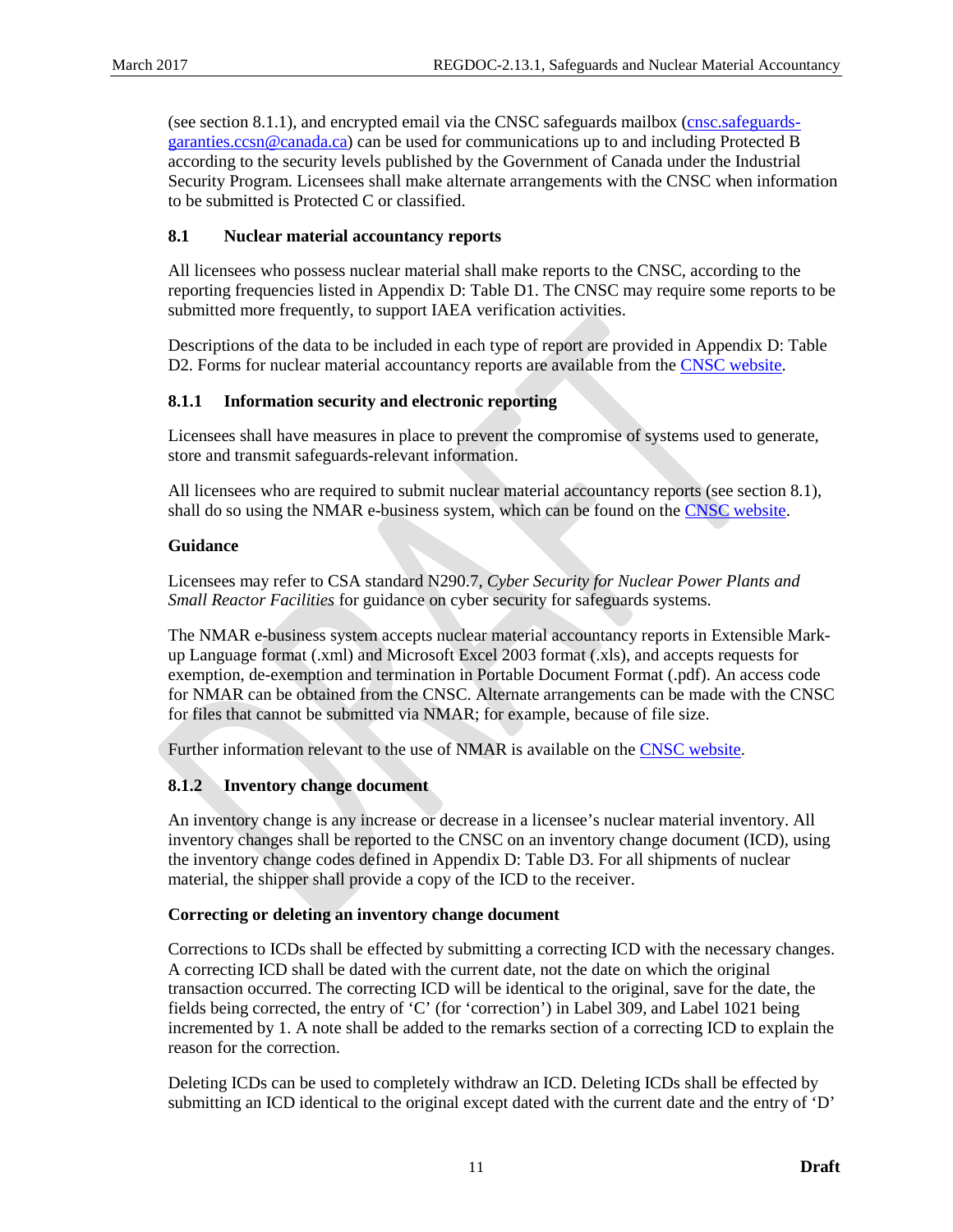(see section 8.1.1), and encrypted email via the CNSC safeguards mailbox (cnsc.safeguards-garanties.ccsn@canada.ca) can be used for communications up to and including Protected B according to the security levels published by the Government of Canada under the Industrial Security Program. Licensees shall make alternate arrangements with the CNSC when information to be submitted is Protected C or classified.

### 8.1 Nuclear material accountancy reports

All licensees who possess nuclear material shall make reports to the CNSC, according to the reporting frequencies listed in Appendix D: Table D1. The CNSC may require some reports to be submitted more frequently, to support IAEA verification activities.

Descriptions of the data to be included in each type of report are provided in Appendix D: Table D2. Forms for nuclear material accountancy reports are available from the CNSC website.

#### 8.1.1 Information security and electronic reporting

Licensees shall have measures in place to prevent the compromise of systems used to generate, store and transmit safeguards-relevant information.

All licensees who are required to submit nuclear material accountancy reports (see section 8.1), shall do so using the NMAR e-business system, which can be found on the CNSC website.

**Guidance**

Licensees may refer to CSA standard N290.7, *Cyber Security for Nuclear Power Plants and Small Reactor Facilities* for guidance on cyber security for safeguards systems.

The NMAR e-business system accepts nuclear material accountancy reports in Extensible Mark-up Language format (.xml) and Microsoft Excel 2003 format (.xls), and accepts requests for exemption, de-exemption and termination in Portable Document Format (.pdf). An access code for NMAR can be obtained from the CNSC. Alternate arrangements can be made with the CNSC for files that cannot be submitted via NMAR; for example, because of file size.

Further information relevant to the use of NMAR is available on the CNSC website.

#### 8.1.2 Inventory change document

An inventory change is any increase or decrease in a licensee's nuclear material inventory. All inventory changes shall be reported to the CNSC on an inventory change document (ICD), using the inventory change codes defined in Appendix D: Table D3. For all shipments of nuclear material, the shipper shall provide a copy of the ICD to the receiver.

**Correcting or deleting an inventory change document**

Corrections to ICDs shall be effected by submitting a correcting ICD with the necessary changes. A correcting ICD shall be dated with the current date, not the date on which the original transaction occurred. The correcting ICD will be identical to the original, save for the date, the fields being corrected, the entry of 'C' (for 'correction') in Label 309, and Label 1021 being incremented by 1. A note shall be added to the remarks section of a correcting ICD to explain the reason for the correction.

Deleting ICDs can be used to completely withdraw an ICD. Deleting ICDs shall be effected by submitting an ICD identical to the original except dated with the current date and the entry of 'D'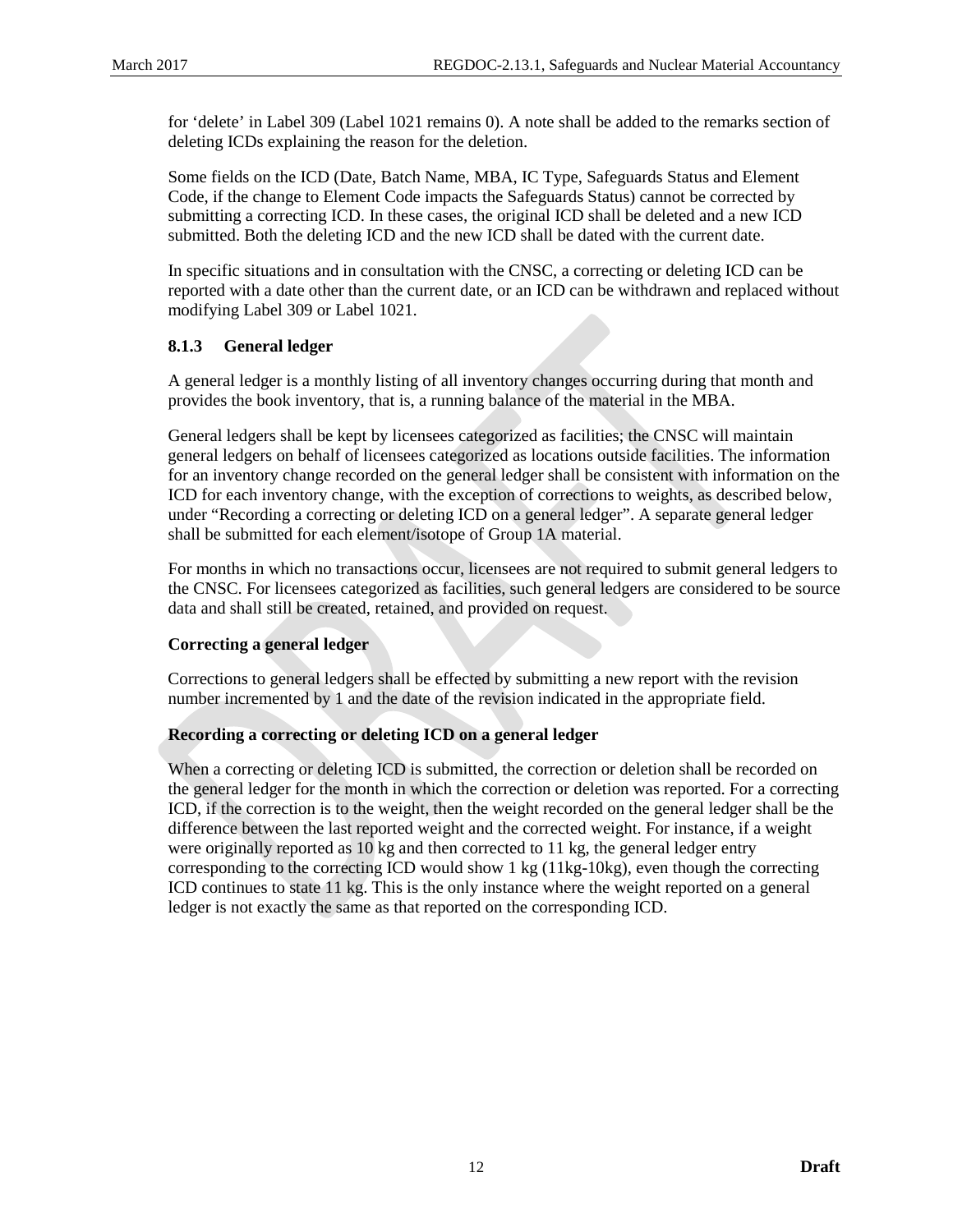for 'delete' in Label 309 (Label 1021 remains 0). A note shall be added to the remarks section of deleting ICDs explaining the reason for the deletion.

Some fields on the ICD (Date, Batch Name, MBA, IC Type, Safeguards Status and Element Code, if the change to Element Code impacts the Safeguards Status) cannot be corrected by submitting a correcting ICD. In these cases, the original ICD shall be deleted and a new ICD submitted. Both the deleting ICD and the new ICD shall be dated with the current date.

In specific situations and in consultation with the CNSC, a correcting or deleting ICD can be reported with a date other than the current date, or an ICD can be withdrawn and replaced without modifying Label 309 or Label 1021.

### 8.1.3 General ledger

A general ledger is a monthly listing of all inventory changes occurring during that month and provides the book inventory, that is, a running balance of the material in the MBA.

General ledgers shall be kept by licensees categorized as facilities; the CNSC will maintain general ledgers on behalf of licensees categorized as locations outside facilities. The information for an inventory change recorded on the general ledger shall be consistent with information on the ICD for each inventory change, with the exception of corrections to weights, as described below, under "Recording a correcting or deleting ICD on a general ledger". A separate general ledger shall be submitted for each element/isotope of Group 1A material.

For months in which no transactions occur, licensees are not required to submit general ledgers to the CNSC. For licensees categorized as facilities, such general ledgers are considered to be source data and shall still be created, retained, and provided on request.

**Correcting a general ledger**

Corrections to general ledgers shall be effected by submitting a new report with the revision number incremented by 1 and the date of the revision indicated in the appropriate field.

**Recording a correcting or deleting ICD on a general ledger**

When a correcting or deleting ICD is submitted, the correction or deletion shall be recorded on the general ledger for the month in which the correction or deletion was reported. For a correcting ICD, if the correction is to the weight, then the weight recorded on the general ledger shall be the difference between the last reported weight and the corrected weight. For instance, if a weight were originally reported as 10 kg and then corrected to 11 kg, the general ledger entry corresponding to the correcting ICD would show 1 kg (11kg-10kg), even though the correcting ICD continues to state 11 kg. This is the only instance where the weight reported on a general ledger is not exactly the same as that reported on the corresponding ICD.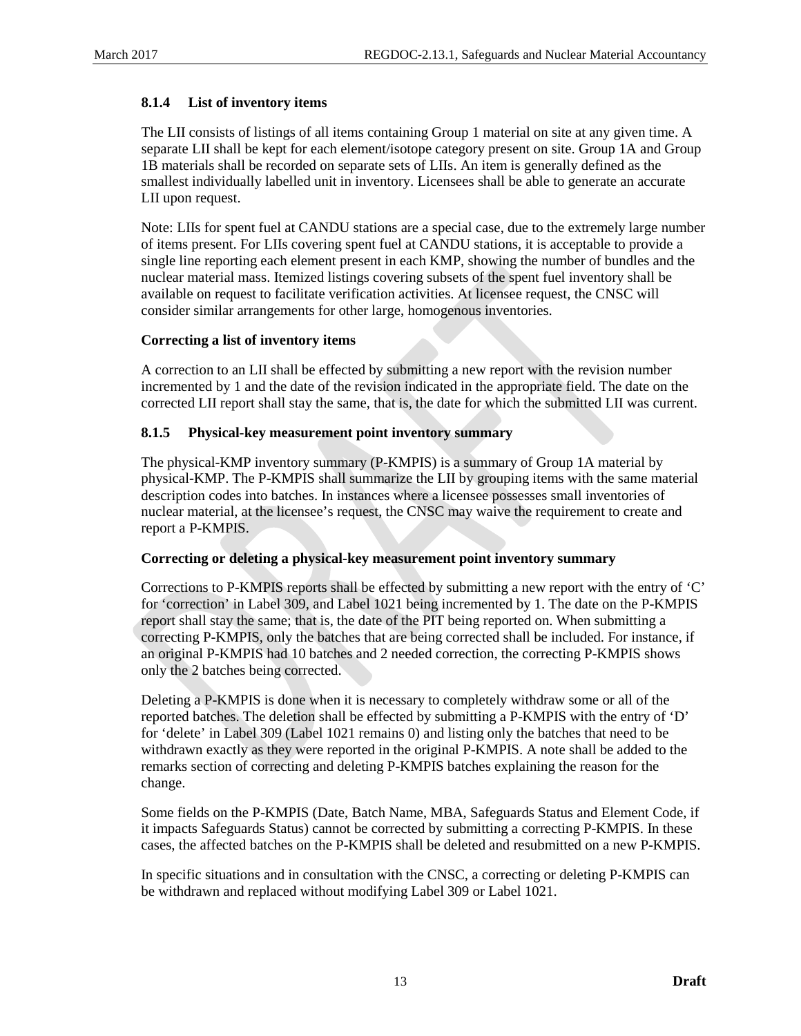### 8.1.4 List of inventory items

The LII consists of listings of all items containing Group 1 material on site at any given time. A separate LII shall be kept for each element/isotope category present on site. Group 1A and Group 1B materials shall be recorded on separate sets of LIIs. An item is generally defined as the smallest individually labelled unit in inventory. Licensees shall be able to generate an accurate LII upon request.

Note: LIIs for spent fuel at CANDU stations are a special case, due to the extremely large number of items present. For LIIs covering spent fuel at CANDU stations, it is acceptable to provide a single line reporting each element present in each KMP, showing the number of bundles and the nuclear material mass. Itemized listings covering subsets of the spent fuel inventory shall be available on request to facilitate verification activities. At licensee request, the CNSC will consider similar arrangements for other large, homogenous inventories.

**Correcting a list of inventory items**

A correction to an LII shall be effected by submitting a new report with the revision number incremented by 1 and the date of the revision indicated in the appropriate field. The date on the corrected LII report shall stay the same, that is, the date for which the submitted LII was current.

### 8.1.5 Physical-key measurement point inventory summary

The physical-KMP inventory summary (P-KMPIS) is a summary of Group 1A material by physical-KMP. The P-KMPIS shall summarize the LII by grouping items with the same material description codes into batches. In instances where a licensee possesses small inventories of nuclear material, at the licensee's request, the CNSC may waive the requirement to create and report a P-KMPIS.

**Correcting or deleting a physical-key measurement point inventory summary**

Corrections to P-KMPIS reports shall be effected by submitting a new report with the entry of 'C' for 'correction' in Label 309, and Label 1021 being incremented by 1. The date on the P-KMPIS report shall stay the same; that is, the date of the PIT being reported on. When submitting a correcting P-KMPIS, only the batches that are being corrected shall be included. For instance, if an original P-KMPIS had 10 batches and 2 needed correction, the correcting P-KMPIS shows only the 2 batches being corrected.

Deleting a P-KMPIS is done when it is necessary to completely withdraw some or all of the reported batches. The deletion shall be effected by submitting a P-KMPIS with the entry of 'D' for 'delete' in Label 309 (Label 1021 remains 0) and listing only the batches that need to be withdrawn exactly as they were reported in the original P-KMPIS. A note shall be added to the remarks section of correcting and deleting P-KMPIS batches explaining the reason for the change.

Some fields on the P-KMPIS (Date, Batch Name, MBA, Safeguards Status and Element Code, if it impacts Safeguards Status) cannot be corrected by submitting a correcting P-KMPIS. In these cases, the affected batches on the P-KMPIS shall be deleted and resubmitted on a new P-KMPIS.

In specific situations and in consultation with the CNSC, a correcting or deleting P-KMPIS can be withdrawn and replaced without modifying Label 309 or Label 1021.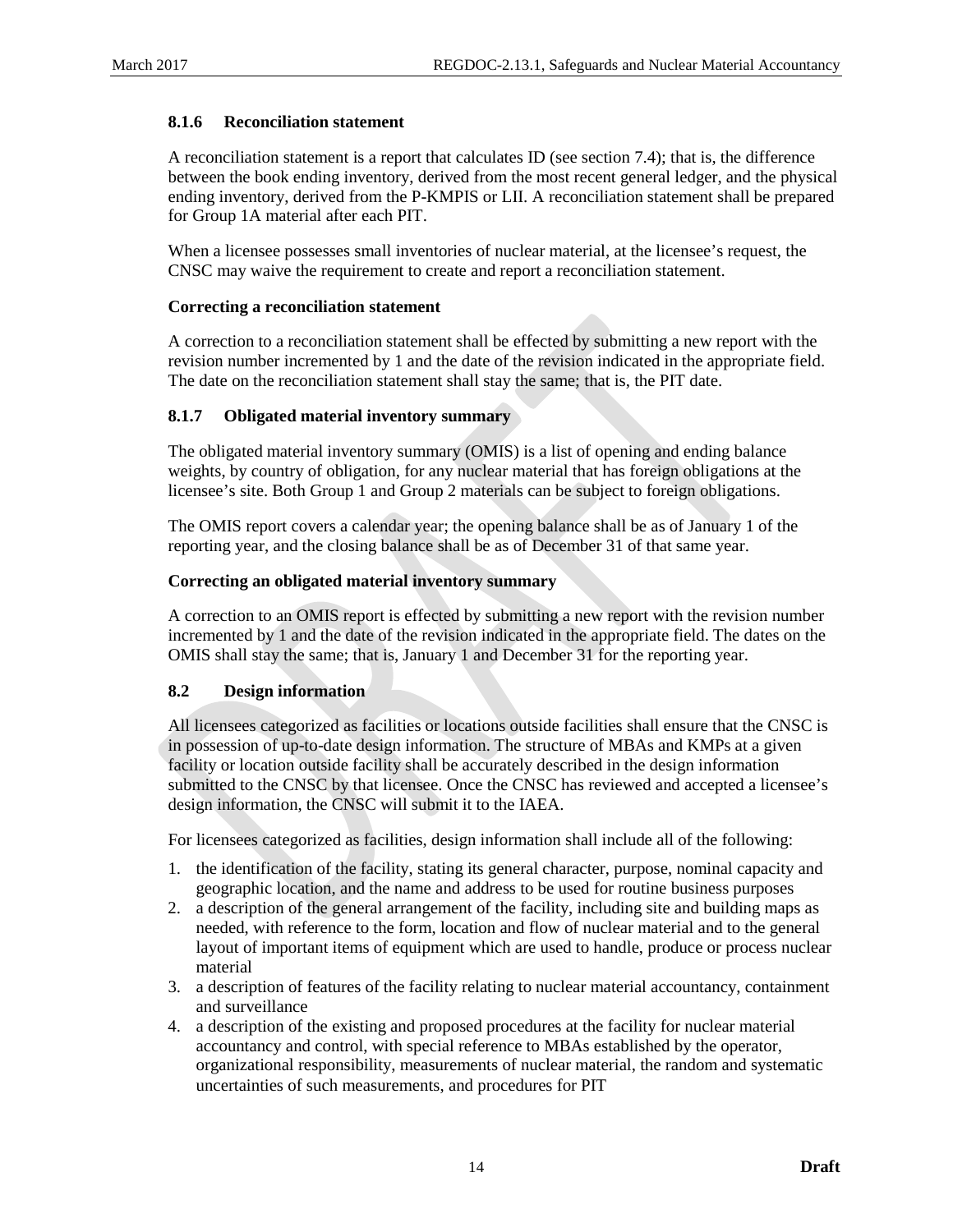### 8.1.6 Reconciliation statement

A reconciliation statement is a report that calculates ID (see section 7.4); that is, the difference between the book ending inventory, derived from the most recent general ledger, and the physical ending inventory, derived from the P-KMPIS or LII. A reconciliation statement shall be prepared for Group 1A material after each PIT.

When a licensee possesses small inventories of nuclear material, at the licensee's request, the CNSC may waive the requirement to create and report a reconciliation statement.

**Correcting a reconciliation statement**

A correction to a reconciliation statement shall be effected by submitting a new report with the revision number incremented by 1 and the date of the revision indicated in the appropriate field. The date on the reconciliation statement shall stay the same; that is, the PIT date.

### 8.1.7 Obligated material inventory summary

The obligated material inventory summary (OMIS) is a list of opening and ending balance weights, by country of obligation, for any nuclear material that has foreign obligations at the licensee's site. Both Group 1 and Group 2 materials can be subject to foreign obligations.

The OMIS report covers a calendar year; the opening balance shall be as of January 1 of the reporting year, and the closing balance shall be as of December 31 of that same year.

**Correcting an obligated material inventory summary**

A correction to an OMIS report is effected by submitting a new report with the revision number incremented by 1 and the date of the revision indicated in the appropriate field. The dates on the OMIS shall stay the same; that is, January 1 and December 31 for the reporting year.

## 8.2 Design information

All licensees categorized as facilities or locations outside facilities shall ensure that the CNSC is in possession of up-to-date design information. The structure of MBAs and KMPs at a given facility or location outside facility shall be accurately described in the design information submitted to the CNSC by that licensee. Once the CNSC has reviewed and accepted a licensee's design information, the CNSC will submit it to the IAEA.

For licensees categorized as facilities, design information shall include all of the following:

1. the identification of the facility, stating its general character, purpose, nominal capacity and geographic location, and the name and address to be used for routine business purposes
2. a description of the general arrangement of the facility, including site and building maps as needed, with reference to the form, location and flow of nuclear material and to the general layout of important items of equipment which are used to handle, produce or process nuclear material
3. a description of features of the facility relating to nuclear material accountancy, containment and surveillance
4. a description of the existing and proposed procedures at the facility for nuclear material accountancy and control, with special reference to MBAs established by the operator, organizational responsibility, measurements of nuclear material, the random and systematic uncertainties of such measurements, and procedures for PIT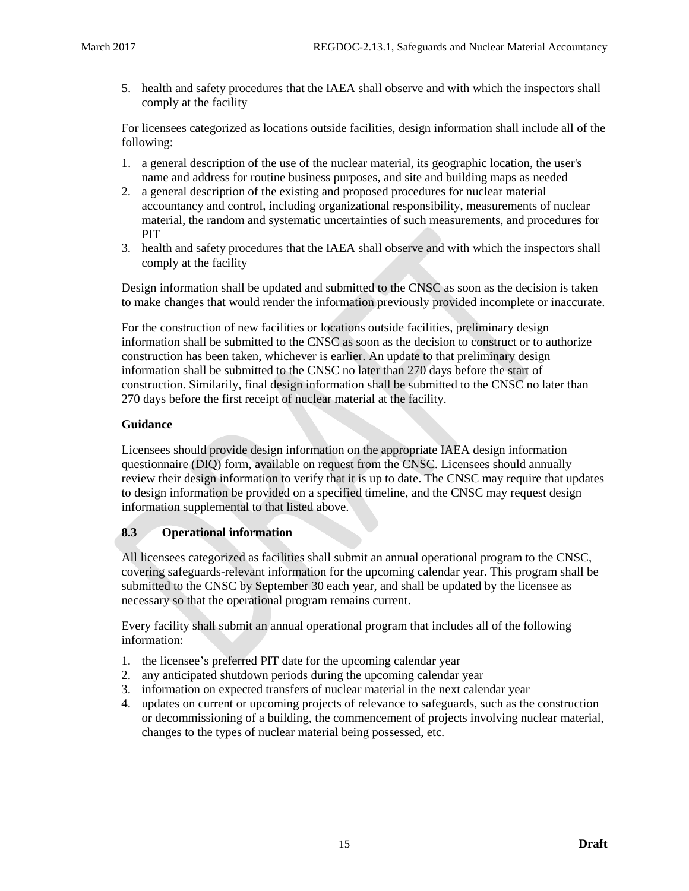5. health and safety procedures that the IAEA shall observe and with which the inspectors shall comply at the facility

For licensees categorized as locations outside facilities, design information shall include all of the following:

1. a general description of the use of the nuclear material, its geographic location, the user's name and address for routine business purposes, and site and building maps as needed
2. a general description of the existing and proposed procedures for nuclear material accountancy and control, including organizational responsibility, measurements of nuclear material, the random and systematic uncertainties of such measurements, and procedures for PIT
3. health and safety procedures that the IAEA shall observe and with which the inspectors shall comply at the facility

Design information shall be updated and submitted to the CNSC as soon as the decision is taken to make changes that would render the information previously provided incomplete or inaccurate.

For the construction of new facilities or locations outside facilities, preliminary design information shall be submitted to the CNSC as soon as the decision to construct or to authorize construction has been taken, whichever is earlier. An update to that preliminary design information shall be submitted to the CNSC no later than 270 days before the start of construction. Similarly, final design information shall be submitted to the CNSC no later than 270 days before the first receipt of nuclear material at the facility.

**Guidance**

Licensees should provide design information on the appropriate IAEA design information questionnaire (DIQ) form, available on request from the CNSC. Licensees should annually review their design information to verify that it is up to date. The CNSC may require that updates to design information be provided on a specified timeline, and the CNSC may request design information supplemental to that listed above.

### 8.3 Operational information

All licensees categorized as facilities shall submit an annual operational program to the CNSC, covering safeguards-relevant information for the upcoming calendar year. This program shall be submitted to the CNSC by September 30 each year, and shall be updated by the licensee as necessary so that the operational program remains current.

Every facility shall submit an annual operational program that includes all of the following information:

1. the licensee's preferred PIT date for the upcoming calendar year
2. any anticipated shutdown periods during the upcoming calendar year
3. information on expected transfers of nuclear material in the next calendar year
4. updates on current or upcoming projects of relevance to safeguards, such as the construction or decommissioning of a building, the commencement of projects involving nuclear material, changes to the types of nuclear material being possessed, etc.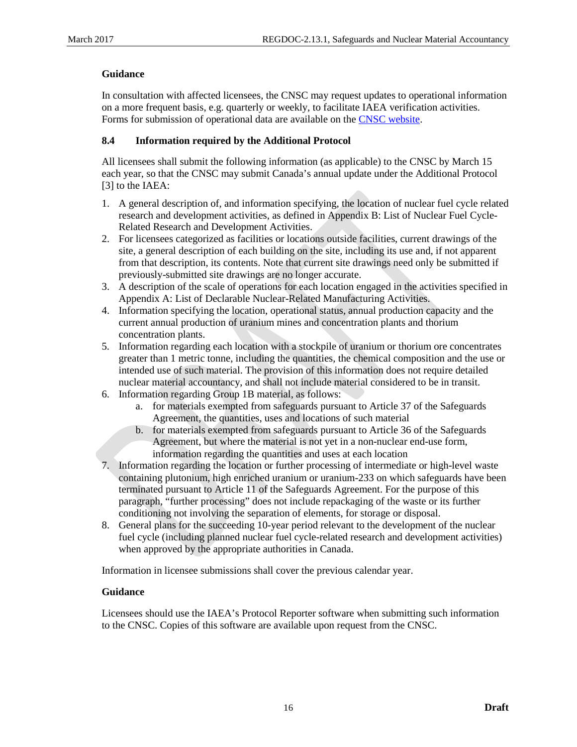**Guidance**

In consultation with affected licensees, the CNSC may request updates to operational information on a more frequent basis, e.g. quarterly or weekly, to facilitate IAEA verification activities. Forms for submission of operational data are available on the CNSC website.

### 8.4 Information required by the Additional Protocol

All licensees shall submit the following information (as applicable) to the CNSC by March 15 each year, so that the CNSC may submit Canada's annual update under the Additional Protocol [3] to the IAEA:

1. A general description of, and information specifying, the location of nuclear fuel cycle related research and development activities, as defined in Appendix B: List of Nuclear Fuel Cycle-Related Research and Development Activities.
2. For licensees categorized as facilities or locations outside facilities, current drawings of the site, a general description of each building on the site, including its use and, if not apparent from that description, its contents. Note that current site drawings need only be submitted if previously-submitted site drawings are no longer accurate.
3. A description of the scale of operations for each location engaged in the activities specified in Appendix A: List of Declarable Nuclear-Related Manufacturing Activities.
4. Information specifying the location, operational status, annual production capacity and the current annual production of uranium mines and concentration plants and thorium concentration plants.
5. Information regarding each location with a stockpile of uranium or thorium ore concentrates greater than 1 metric tonne, including the quantities, the chemical composition and the use or intended use of such material. The provision of this information does not require detailed nuclear material accountancy, and shall not include material considered to be in transit.
6. Information regarding Group 1B material, as follows:
    a. for materials exempted from safeguards pursuant to Article 37 of the Safeguards Agreement, the quantities, uses and locations of such material
    b. for materials exempted from safeguards pursuant to Article 36 of the Safeguards Agreement, but where the material is not yet in a non-nuclear end-use form, information regarding the quantities and uses at each location
7. Information regarding the location or further processing of intermediate or high-level waste containing plutonium, high enriched uranium or uranium-233 on which safeguards have been terminated pursuant to Article 11 of the Safeguards Agreement. For the purpose of this paragraph, "further processing" does not include repackaging of the waste or its further conditioning not involving the separation of elements, for storage or disposal.
8. General plans for the succeeding 10-year period relevant to the development of the nuclear fuel cycle (including planned nuclear fuel cycle-related research and development activities) when approved by the appropriate authorities in Canada.

Information in licensee submissions shall cover the previous calendar year.

**Guidance**

Licensees should use the IAEA's Protocol Reporter software when submitting such information to the CNSC. Copies of this software are available upon request from the CNSC.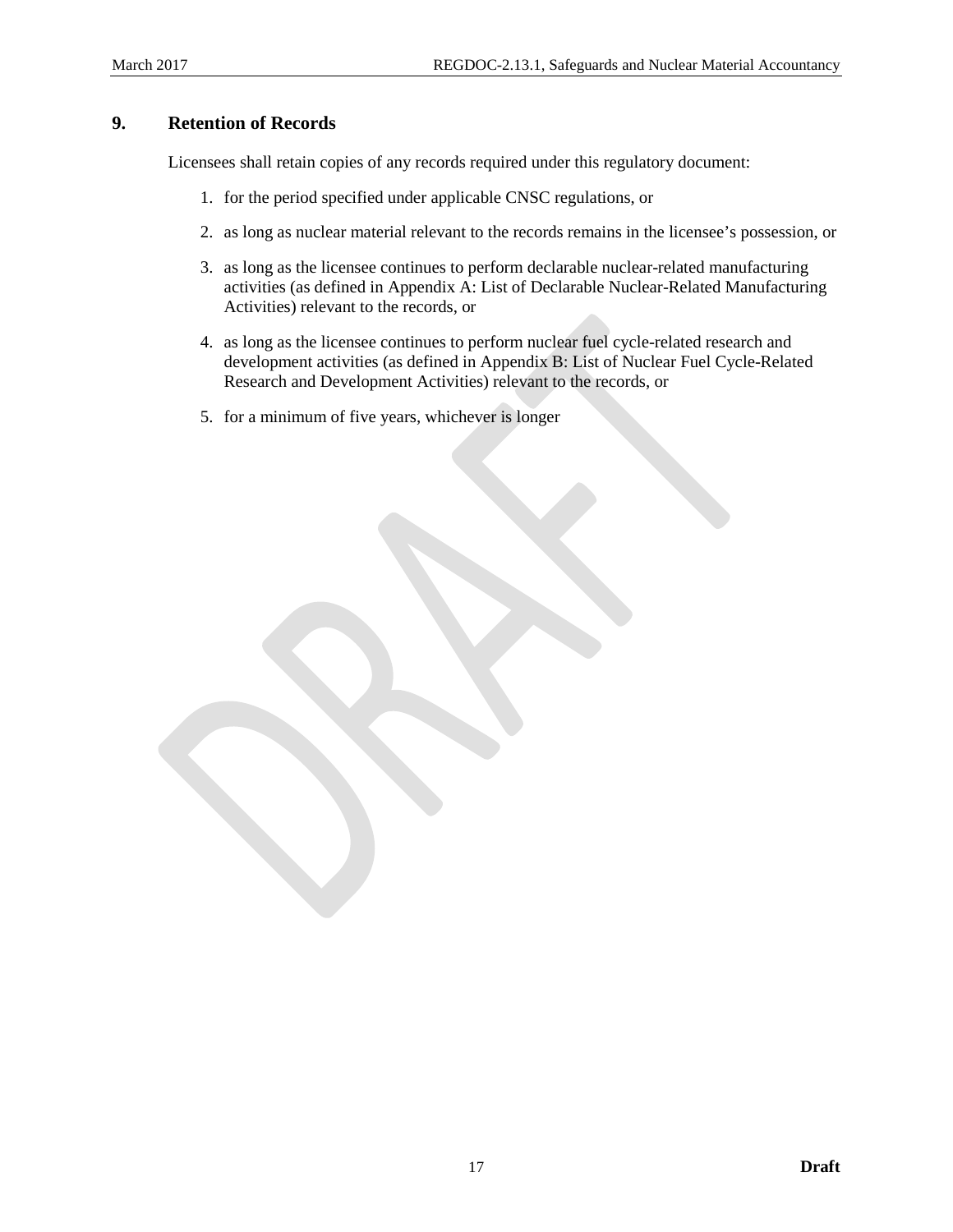## 9. Retention of Records

Licensees shall retain copies of any records required under this regulatory document:

1. for the period specified under applicable CNSC regulations, or
2. as long as nuclear material relevant to the records remains in the licensee's possession, or
3. as long as the licensee continues to perform declarable nuclear-related manufacturing activities (as defined in Appendix A: List of Declarable Nuclear-Related Manufacturing Activities) relevant to the records, or
4. as long as the licensee continues to perform nuclear fuel cycle-related research and development activities (as defined in Appendix B: List of Nuclear Fuel Cycle-Related Research and Development Activities) relevant to the records, or
5. for a minimum of five years, whichever is longer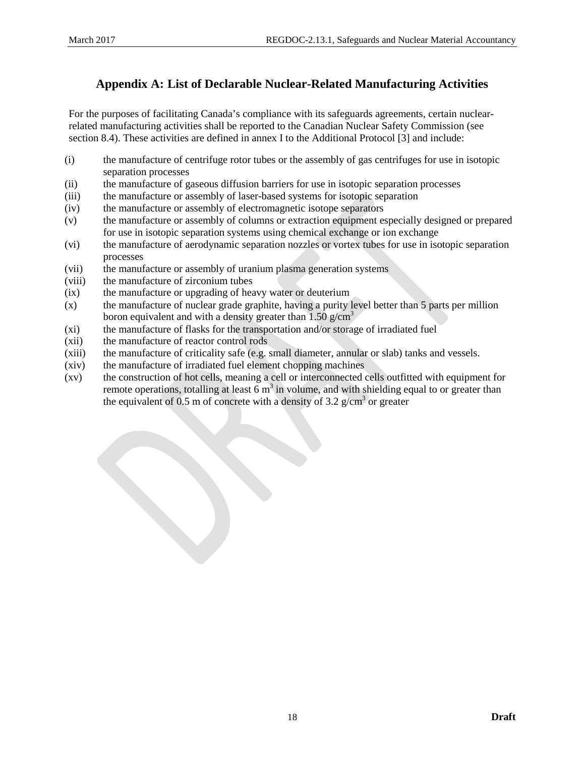## Appendix A: List of Declarable Nuclear-Related Manufacturing Activities

For the purposes of facilitating Canada's compliance with its safeguards agreements, certain nuclear-related manufacturing activities shall be reported to the Canadian Nuclear Safety Commission (see section 8.4). These activities are defined in annex I to the Additional Protocol [3] and include:

(i) the manufacture of centrifuge rotor tubes or the assembly of gas centrifuges for use in isotopic separation processes

(ii) the manufacture of gaseous diffusion barriers for use in isotopic separation processes

(iii) the manufacture or assembly of laser-based systems for isotopic separation

(iv) the manufacture or assembly of electromagnetic isotope separators

(v) the manufacture or assembly of columns or extraction equipment especially designed or prepared for use in isotopic separation systems using chemical exchange or ion exchange

(vi) the manufacture of aerodynamic separation nozzles or vortex tubes for use in isotopic separation processes

(vii) the manufacture or assembly of uranium plasma generation systems

(viii) the manufacture of zirconium tubes

(ix) the manufacture or upgrading of heavy water or deuterium

(x) the manufacture of nuclear grade graphite, having a purity level better than 5 parts per million boron equivalent and with a density greater than 1.50 $g/cm^3$

(xi) the manufacture of flasks for the transportation and/or storage of irradiated fuel

(xii) the manufacture of reactor control rods

(xiii) the manufacture of criticality safe (e.g. small diameter, annular or slab) tanks and vessels.

(xiv) the manufacture of irradiated fuel element chopping machines

(xv) the construction of hot cells, meaning a cell or interconnected cells outfitted with equipment for remote operations, totalling at least 6 $m^3$ in volume, and with shielding equal to or greater than the equivalent of 0.5 m of concrete with a density of 3.2 $g/cm^3$ or greater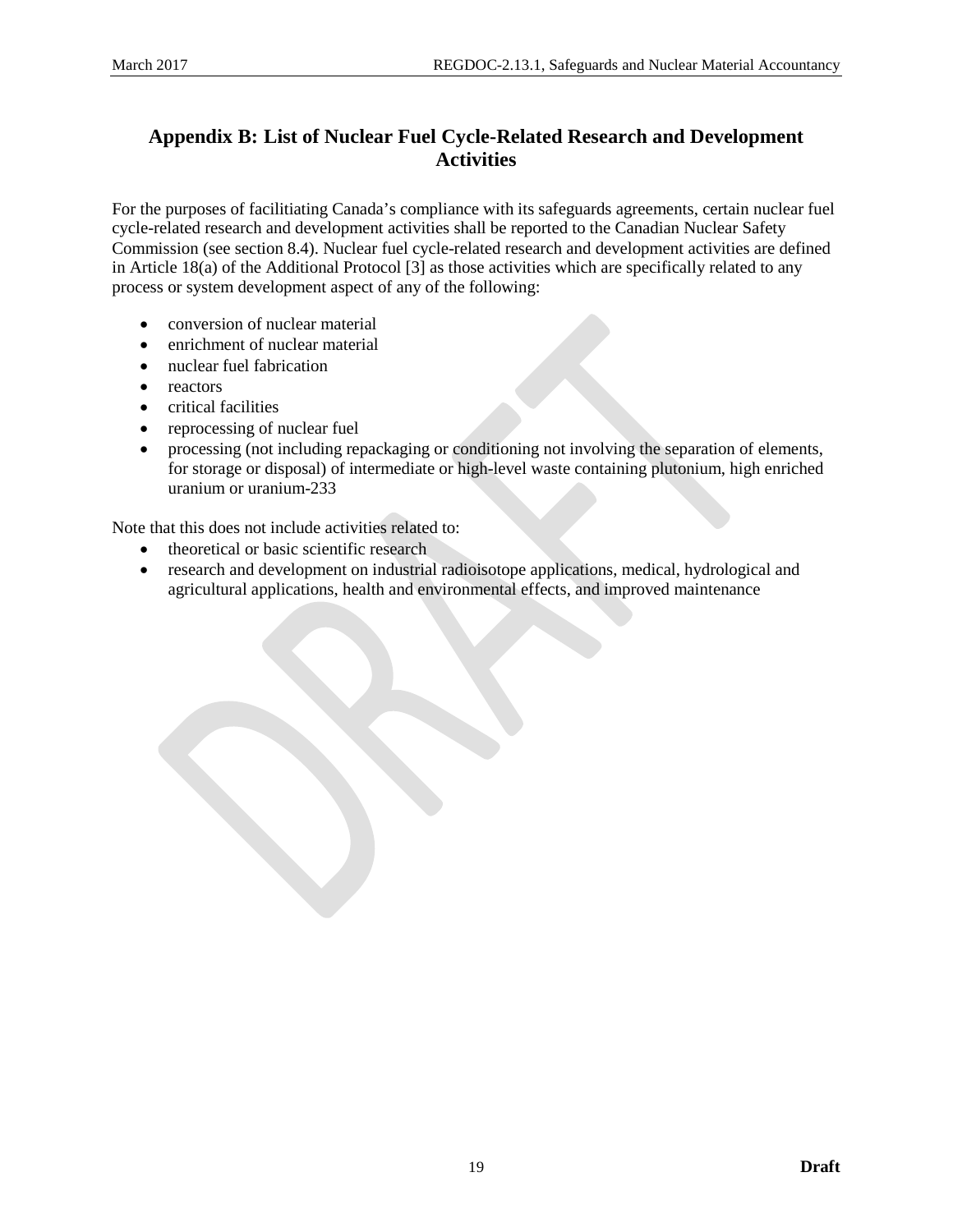## Appendix B: List of Nuclear Fuel Cycle-Related Research and Development Activities

For the purposes of facilitiating Canada's compliance with its safeguards agreements, certain nuclear fuel cycle-related research and development activities shall be reported to the Canadian Nuclear Safety Commission (see section 8.4). Nuclear fuel cycle-related research and development activities are defined in Article 18(a) of the Additional Protocol [3] as those activities which are specifically related to any process or system development aspect of any of the following:

- conversion of nuclear material
- enrichment of nuclear material
- nuclear fuel fabrication
- reactors
- critical facilities
- reprocessing of nuclear fuel
- processing (not including repackaging or conditioning not involving the separation of elements, for storage or disposal) of intermediate or high-level waste containing plutonium, high enriched uranium or uranium-233

Note that this does not include activities related to:

- theoretical or basic scientific research
- research and development on industrial radioisotope applications, medical, hydrological and agricultural applications, health and environmental effects, and improved maintenance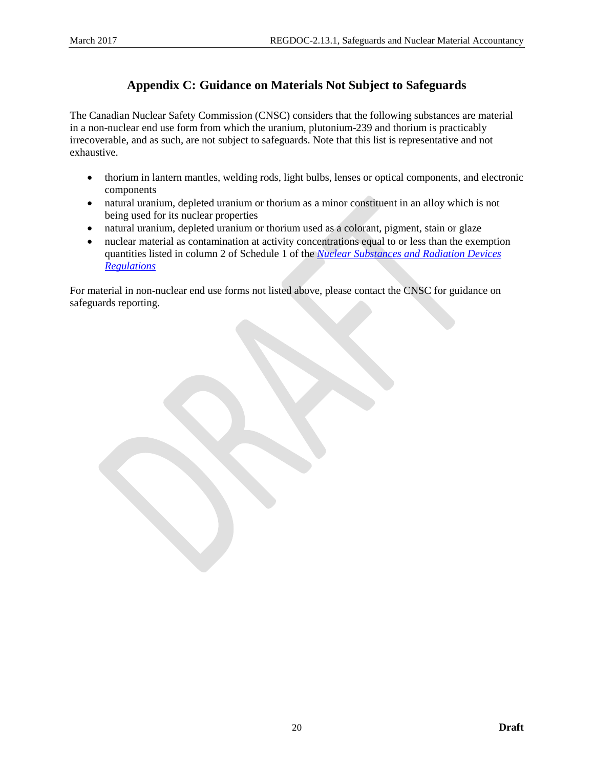# Appendix C: Guidance on Materials Not Subject to Safeguards

The Canadian Nuclear Safety Commission (CNSC) considers that the following substances are material in a non-nuclear end use form from which the uranium, plutonium-239 and thorium is practicably irrecoverable, and as such, are not subject to safeguards. Note that this list is representative and not exhaustive.

- thorium in lantern mantles, welding rods, light bulbs, lenses or optical components, and electronic components
- natural uranium, depleted uranium or thorium as a minor constituent in an alloy which is not being used for its nuclear properties
- natural uranium, depleted uranium or thorium used as a colorant, pigment, stain or glaze
- nuclear material as contamination at activity concentrations equal to or less than the exemption quantities listed in column 2 of Schedule 1 of the *Nuclear Substances and Radiation Devices Regulations*

For material in non-nuclear end use forms not listed above, please contact the CNSC for guidance on safeguards reporting.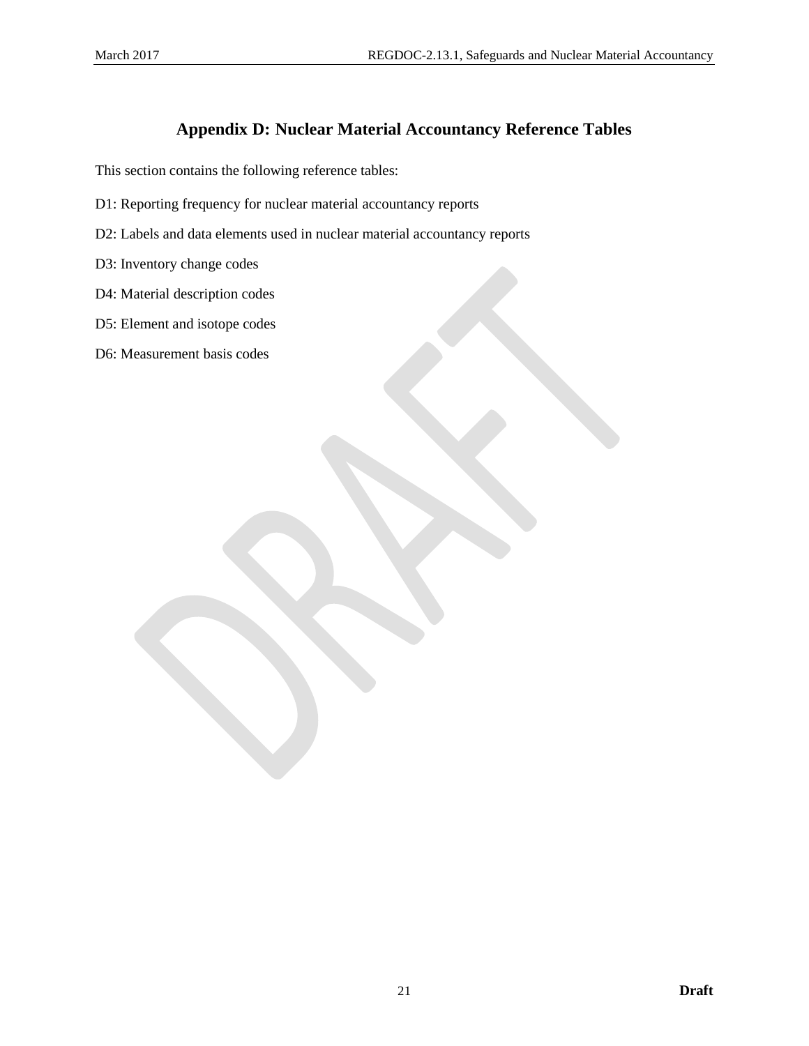# Appendix D: Nuclear Material Accountancy Reference Tables

This section contains the following reference tables:

D1: Reporting frequency for nuclear material accountancy reports

D2: Labels and data elements used in nuclear material accountancy reports

D3: Inventory change codes

D4: Material description codes

D5: Element and isotope codes

D6: Measurement basis codes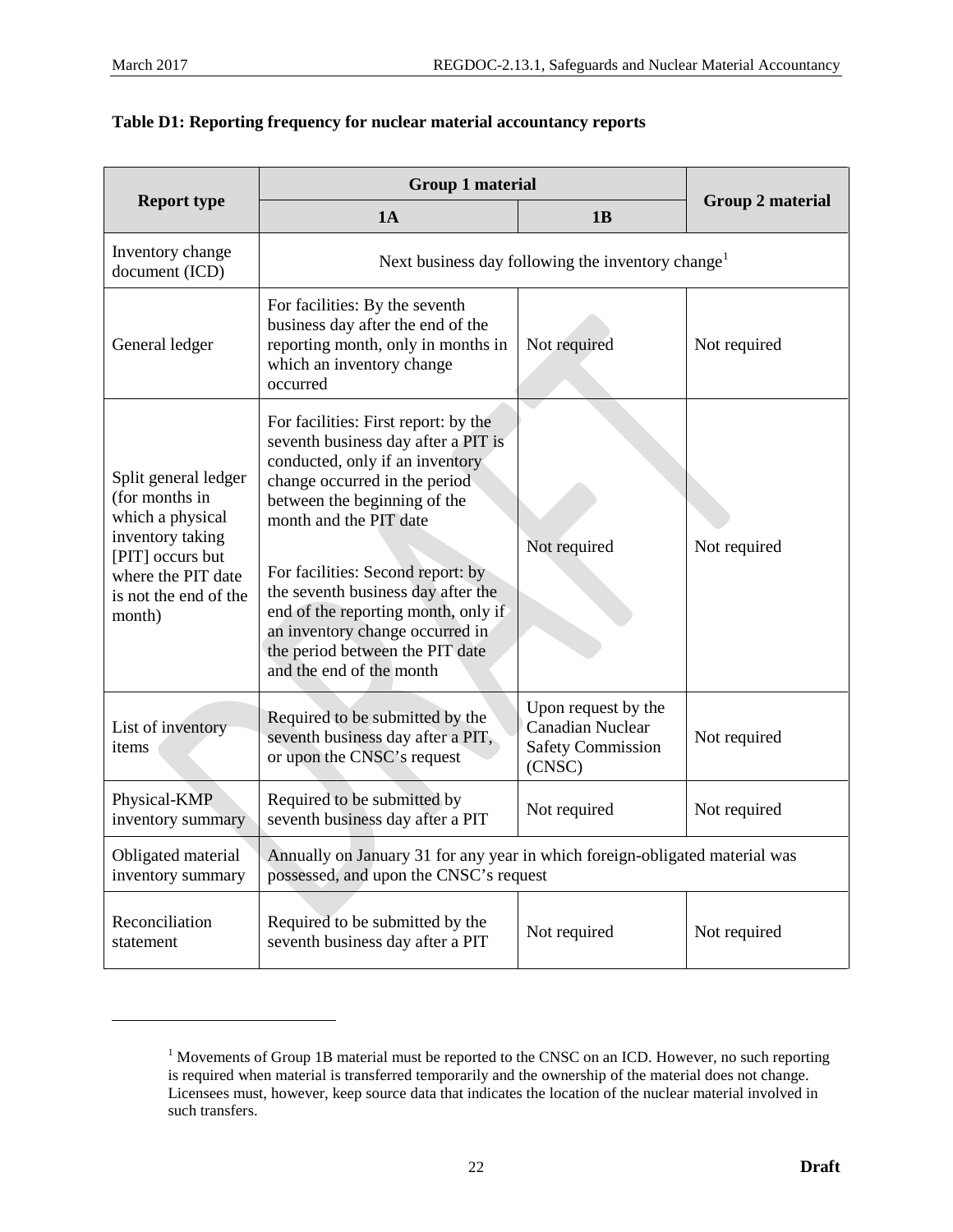**Table D1: Reporting frequency for nuclear material accountancy reports**

| Report type | Group 1 material | | Group 2 material |
|---|---|---|---|
| | 1A | 1B | |
| Inventory change document (ICD) | Next business day following the inventory change[1] | | |
| General ledger | For facilities: By the seventh business day after the end of the reporting month, only in months in which an inventory change occurred | Not required | Not required |
| Split general ledger (for months in which a physical inventory taking [PIT] occurs but where the PIT date is not the end of the month) | For facilities: First report: by the seventh business day after a PIT is conducted, only if an inventory change occurred in the period between the beginning of the month and the PIT date<br><br>For facilities: Second report: by the seventh business day after the end of the reporting month, only if an inventory change occurred in the period between the PIT date and the end of the month | Not required | Not required |
| List of inventory items | Required to be submitted by the seventh business day after a PIT, or upon the CNSC's request | Upon request by the Canadian Nuclear Safety Commission (CNSC) | Not required |
| Physical-KMP inventory summary | Required to be submitted by seventh business day after a PIT | Not required | Not required |
| Obligated material inventory summary | Annually on January 31 for any year in which foreign-obligated material was possessed, and upon the CNSC's request | | |
| Reconciliation statement | Required to be submitted by the seventh business day after a PIT | Not required | Not required |

[1] Movements of Group 1B material must be reported to the CNSC on an ICD. However, no such reporting is required when material is transferred temporarily and the ownership of the material does not change. Licensees must, however, keep source data that indicates the location of the nuclear material involved in such transfers.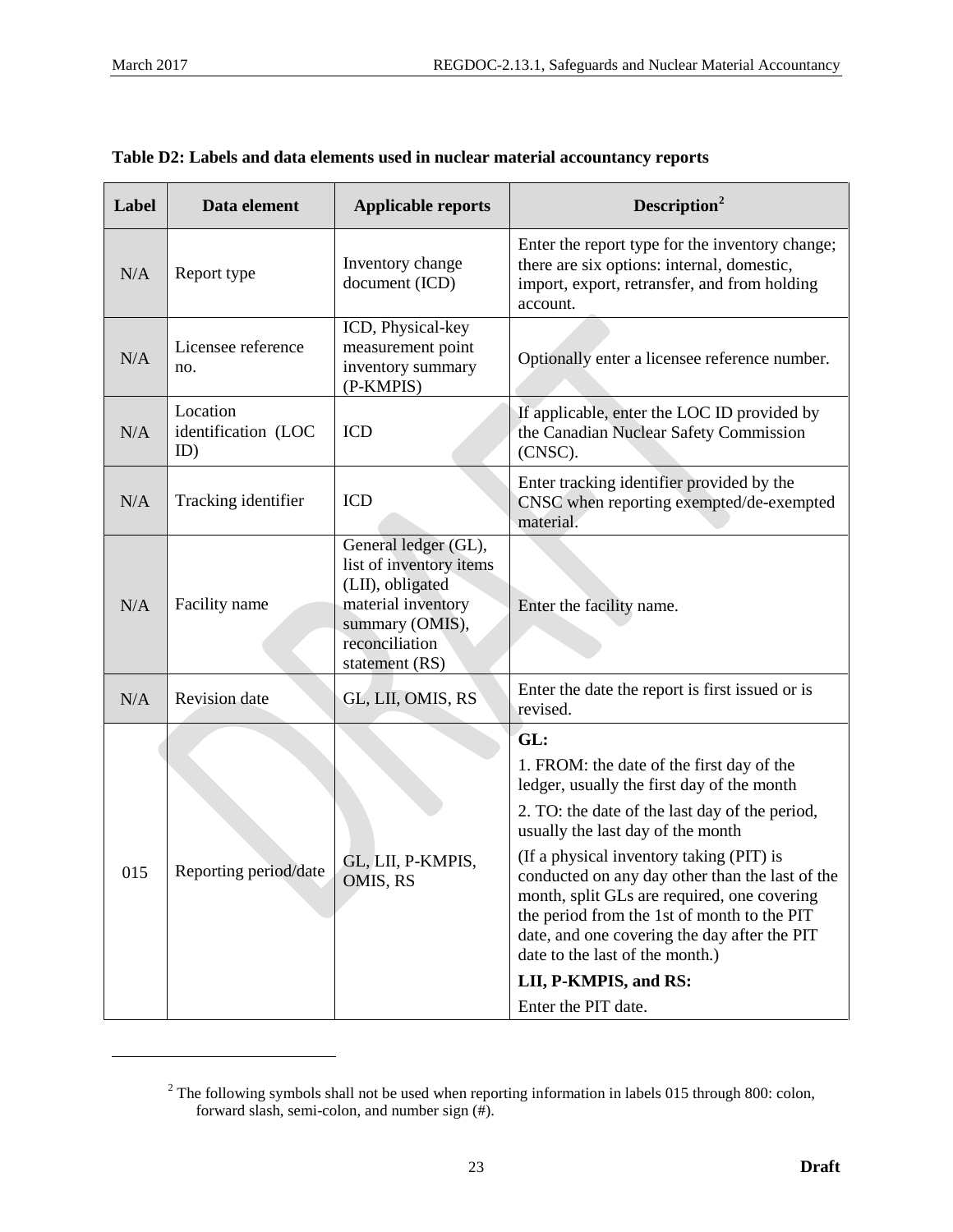**Table D2: Labels and data elements used in nuclear material accountancy reports**

| Label | Data element | Applicable reports | Description[2] |
|---|---|---|---|
| N/A | Report type | Inventory change document (ICD) | Enter the report type for the inventory change; there are six options: internal, domestic, import, export, retransfer, and from holding account. |
| N/A | Licensee reference no. | ICD, Physical-key measurement point inventory summary (P-KMPIS) | Optionally enter a licensee reference number. |
| N/A | Location identification (LOC ID) | ICD | If applicable, enter the LOC ID provided by the Canadian Nuclear Safety Commission (CNSC). |
| N/A | Tracking identifier | ICD | Enter tracking identifier provided by the CNSC when reporting exempted/de-exempted material. |
| N/A | Facility name | General ledger (GL), list of inventory items (LII), obligated material inventory summary (OMIS), reconciliation statement (RS) | Enter the facility name. |
| N/A | Revision date | GL, LII, OMIS, RS | Enter the date the report is first issued or is revised. |
| 015 | Reporting period/date | GL, LII, P-KMPIS, OMIS, RS | **GL:** <br> 1. FROM: the date of the first day of the ledger, usually the first day of the month <br> 2. TO: the date of the last day of the period, usually the last day of the month <br> (If a physical inventory taking (PIT) is conducted on any day other than the last of the month, split GLs are required, one covering the period from the 1st of month to the PIT date, and one covering the day after the PIT date to the last of the month.) <br> **LII, P-KMPIS, and RS:** <br> Enter the PIT date. |

[2] The following symbols shall not be used when reporting information in labels 015 through 800: colon, forward slash, semi-colon, and number sign (#).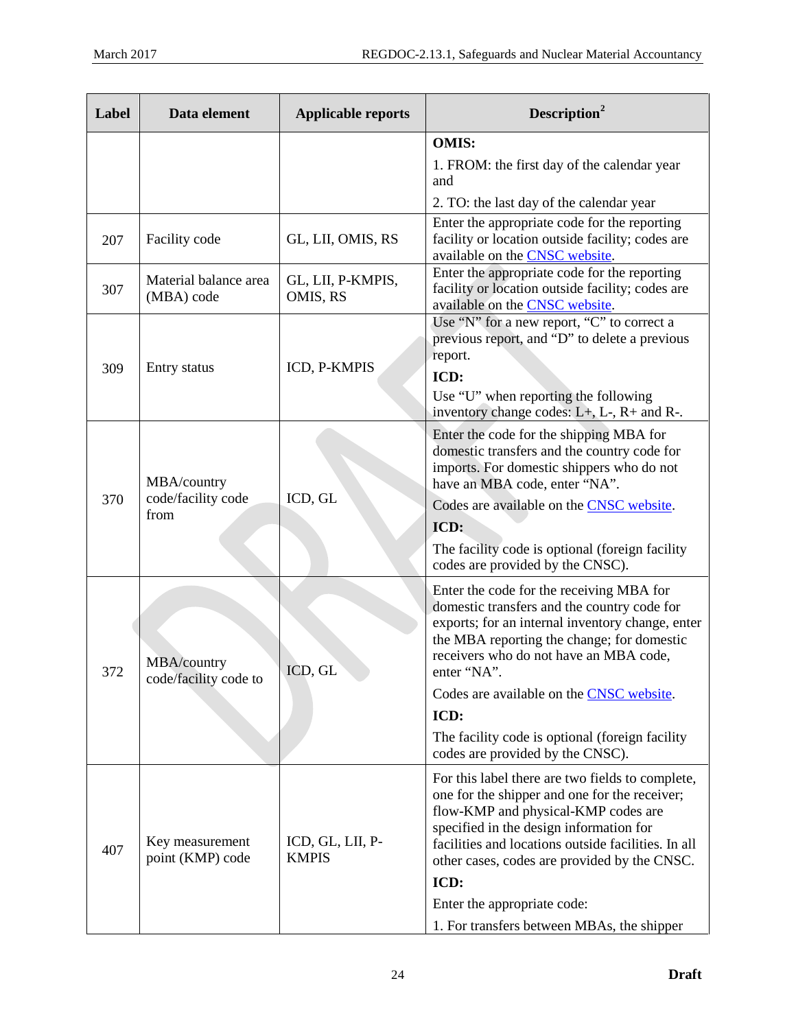| Label | Data element | Applicable reports | Description[2] |
|---|---|---|---|
| | | | **OMIS:**<br>1. FROM: the first day of the calendar year and<br>2. TO: the last day of the calendar year |
| 207 | Facility code | GL, LII, OMIS, RS | Enter the appropriate code for the reporting facility or location outside facility; codes are available on the CNSC website. |
| 307 | Material balance area (MBA) code | GL, LII, P-KMPIS, OMIS, RS | Enter the appropriate code for the reporting facility or location outside facility; codes are available on the CNSC website. |
| 309 | Entry status | ICD, P-KMPIS | Use "N" for a new report, "C" to correct a previous report, and "D" to delete a previous report.<br>**ICD:**<br>Use "U" when reporting the following inventory change codes: L+, L-, R+ and R-. |
| 370 | MBA/country code/facility code from | ICD, GL | Enter the code for the shipping MBA for domestic transfers and the country code for imports. For domestic shippers who do not have an MBA code, enter "NA".<br>Codes are available on the CNSC website.<br>**ICD:**<br>The facility code is optional (foreign facility codes are provided by the CNSC). |
| 372 | MBA/country code/facility code to | ICD, GL | Enter the code for the receiving MBA for domestic transfers and the country code for exports; for an internal inventory change, enter the MBA reporting the change; for domestic receivers who do not have an MBA code, enter "NA".<br>Codes are available on the CNSC website.<br>**ICD:**<br>The facility code is optional (foreign facility codes are provided by the CNSC). |
| 407 | Key measurement point (KMP) code | ICD, GL, LII, P-KMPIS | For this label there are two fields to complete, one for the shipper and one for the receiver; flow-KMP and physical-KMP codes are specified in the design information for facilities and locations outside facilities. In all other cases, codes are provided by the CNSC.<br>**ICD:**<br>Enter the appropriate code:<br>1. For transfers between MBAs, the shipper |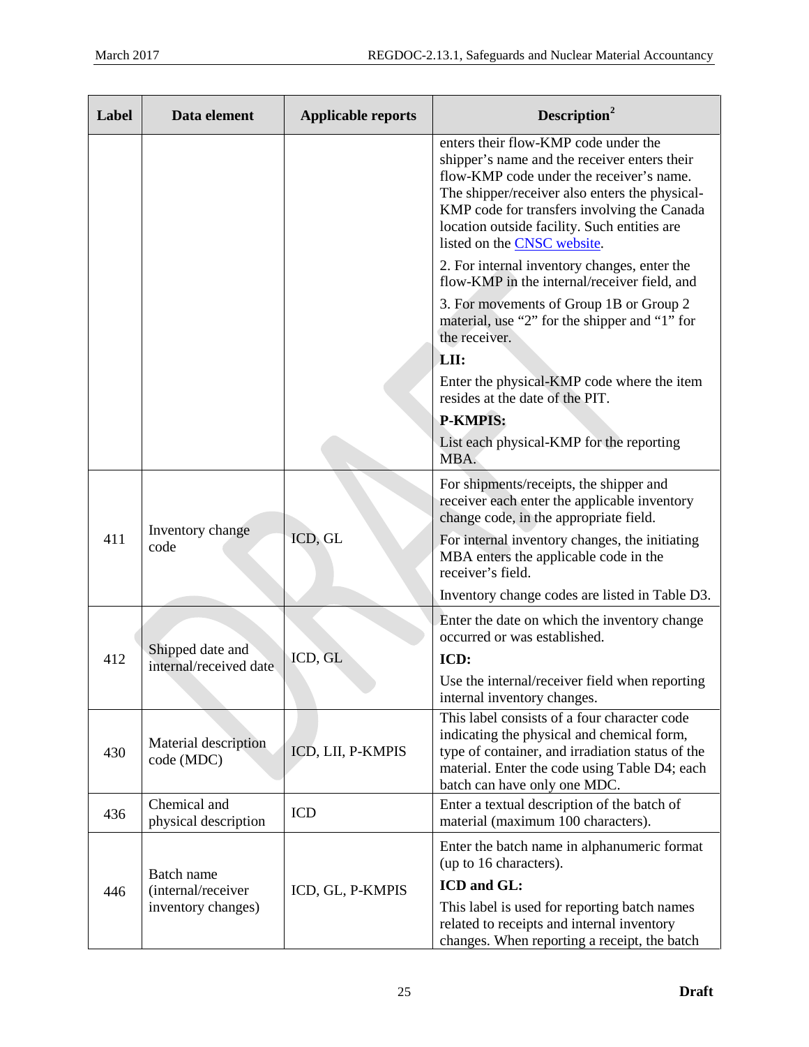| Label | Data element | Applicable reports | Description[2] |
|---|---|---|---|
| | | | enters their flow-KMP code under the shipper's name and the receiver enters their flow-KMP code under the receiver's name. The shipper/receiver also enters the physical-KMP code for transfers involving the Canada location outside facility. Such entities are listed on the CNSC website.<br><br>2. For internal inventory changes, enter the flow-KMP in the internal/receiver field, and<br><br>3. For movements of Group 1B or Group 2 material, use "2" for the shipper and "1" for the receiver.<br><br>**LII:**<br><br>Enter the physical-KMP code where the item resides at the date of the PIT.<br><br>**P-KMPIS:**<br><br>List each physical-KMP for the reporting MBA. |
| 411 | Inventory change code | ICD, GL | For shipments/receipts, the shipper and receiver each enter the applicable inventory change code, in the appropriate field.<br><br>For internal inventory changes, the initiating MBA enters the applicable code in the receiver's field.<br><br>Inventory change codes are listed in Table D3. |
| 412 | Shipped date and internal/received date | ICD, GL | Enter the date on which the inventory change occurred or was established.<br><br>**ICD:**<br><br>Use the internal/receiver field when reporting internal inventory changes. |
| 430 | Material description code (MDC) | ICD, LII, P-KMPIS | This label consists of a four character code indicating the physical and chemical form, type of container, and irradiation status of the material. Enter the code using Table D4; each batch can have only one MDC. |
| 436 | Chemical and physical description | ICD | Enter a textual description of the batch of material (maximum 100 characters). |
| 446 | Batch name (internal/receiver inventory changes) | ICD, GL, P-KMPIS | Enter the batch name in alphanumeric format (up to 16 characters).<br><br>**ICD and GL:**<br><br>This label is used for reporting batch names related to receipts and internal inventory changes. When reporting a receipt, the batch |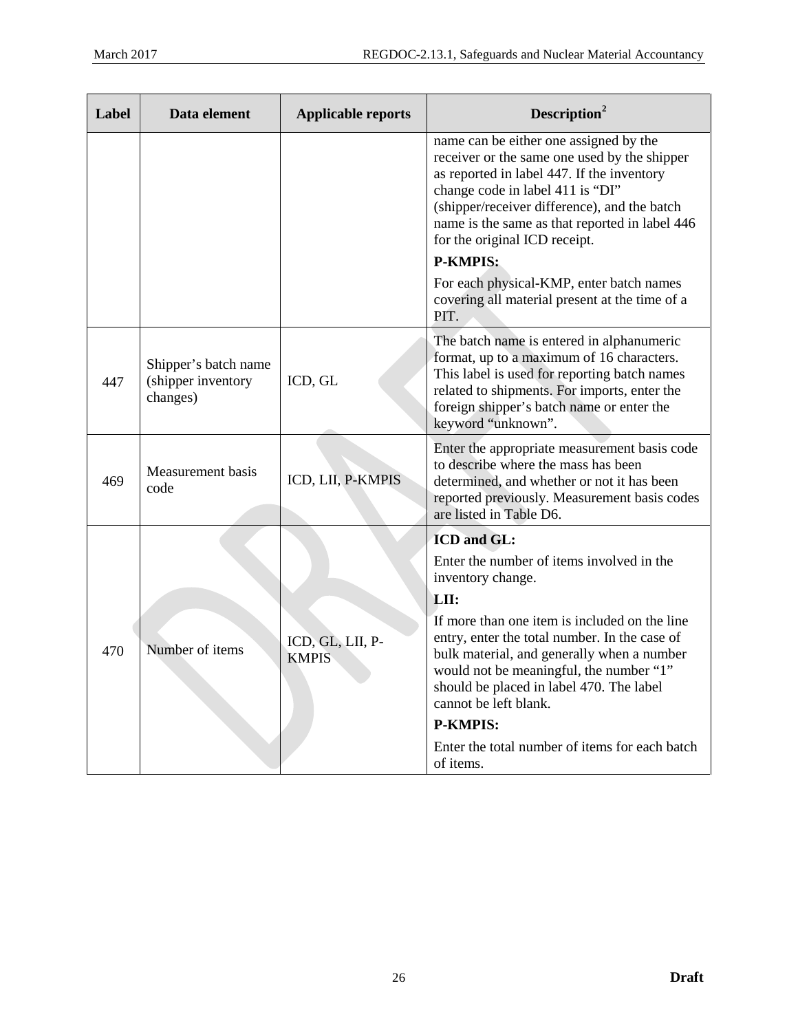| Label | Data element | Applicable reports | Description[2] |
|---|---|---|---|
| | | | name can be either one assigned by the receiver or the same one used by the shipper as reported in label 447. If the inventory change code in label 411 is "DI" (shipper/receiver difference), and the batch name is the same as that reported in label 446 for the original ICD receipt.<br>**P-KMPIS:**<br>For each physical-KMP, enter batch names covering all material present at the time of a PIT. |
| 447 | Shipper's batch name (shipper inventory changes) | ICD, GL | The batch name is entered in alphanumeric format, up to a maximum of 16 characters. This label is used for reporting batch names related to shipments. For imports, enter the foreign shipper's batch name or enter the keyword "unknown". |
| 469 | Measurement basis code | ICD, LII, P-KMPIS | Enter the appropriate measurement basis code to describe where the mass has been determined, and whether or not it has been reported previously. Measurement basis codes are listed in Table D6. |
| 470 | Number of items | ICD, GL, LII, P-KMPIS | **ICD and GL:**<br>Enter the number of items involved in the inventory change.<br>**LII:**<br>If more than one item is included on the line entry, enter the total number. In the case of bulk material, and generally when a number would not be meaningful, the number "1" should be placed in label 470. The label cannot be left blank.<br>**P-KMPIS:**<br>Enter the total number of items for each batch of items. |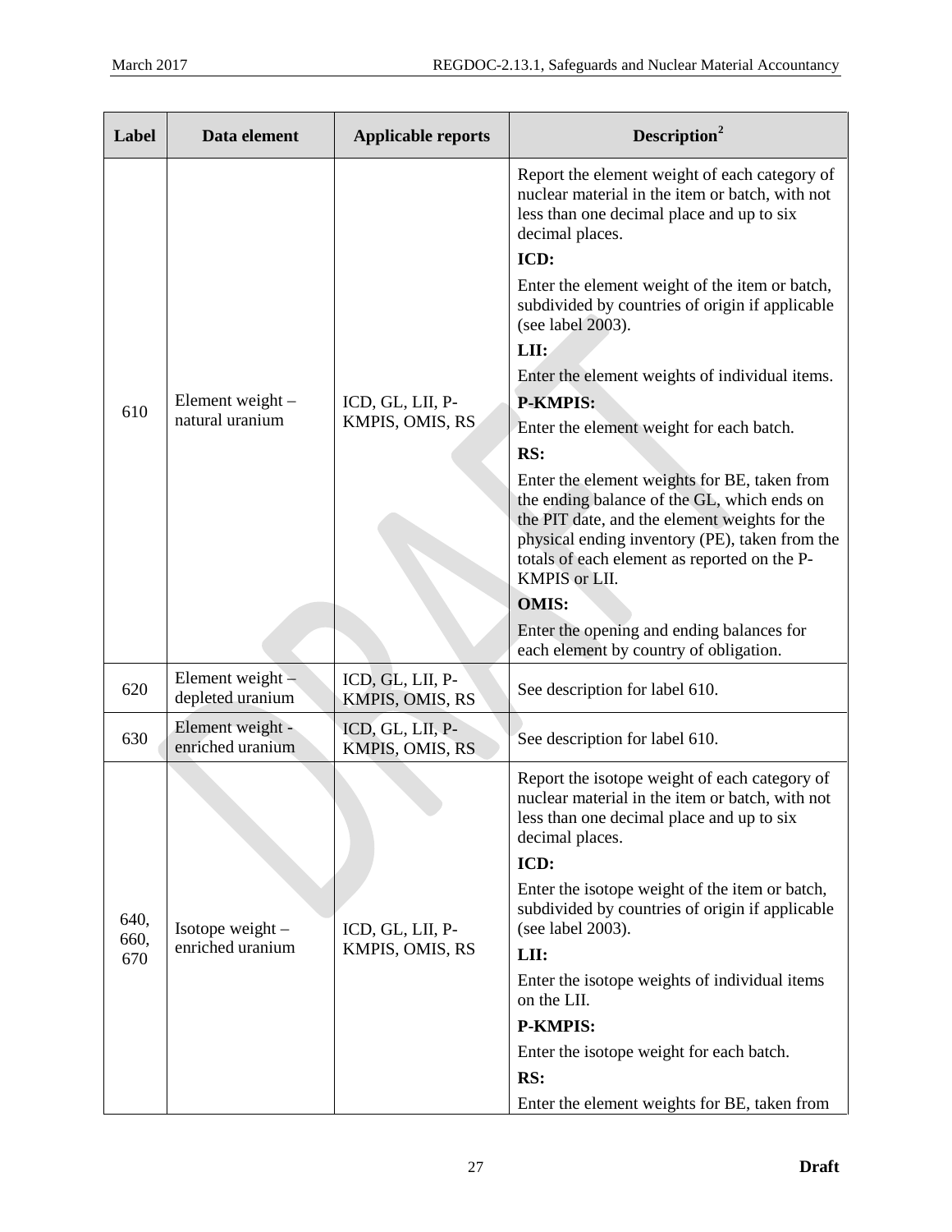| Label | Data element | Applicable reports | Description[2] |
|---|---|---|---|
| 610 | Element weight – natural uranium | ICD, GL, LII, P-KMPIS, OMIS, RS | Report the element weight of each category of nuclear material in the item or batch, with not less than one decimal place and up to six decimal places.<br>**ICD:**<br>Enter the element weight of the item or batch, subdivided by countries of origin if applicable (see label 2003).<br>**LII:**<br>Enter the element weights of individual items.<br>**P-KMPIS:**<br>Enter the element weight for each batch.<br>**RS:**<br>Enter the element weights for BE, taken from the ending balance of the GL, which ends on the PIT date, and the element weights for the physical ending inventory (PE), taken from the totals of each element as reported on the P-KMPIS or LII.<br>**OMIS:**<br>Enter the opening and ending balances for each element by country of obligation. |
| 620 | Element weight – depleted uranium | ICD, GL, LII, P-KMPIS, OMIS, RS | See description for label 610. |
| 630 | Element weight - enriched uranium | ICD, GL, LII, P-KMPIS, OMIS, RS | See description for label 610. |
| 640, 660, 670 | Isotope weight – enriched uranium | ICD, GL, LII, P-KMPIS, OMIS, RS | Report the isotope weight of each category of nuclear material in the item or batch, with not less than one decimal place and up to six decimal places.<br>**ICD:**<br>Enter the isotope weight of the item or batch, subdivided by countries of origin if applicable (see label 2003).<br>**LII:**<br>Enter the isotope weights of individual items on the LII.<br>**P-KMPIS:**<br>Enter the isotope weight for each batch.<br>**RS:**<br>Enter the element weights for BE, taken from |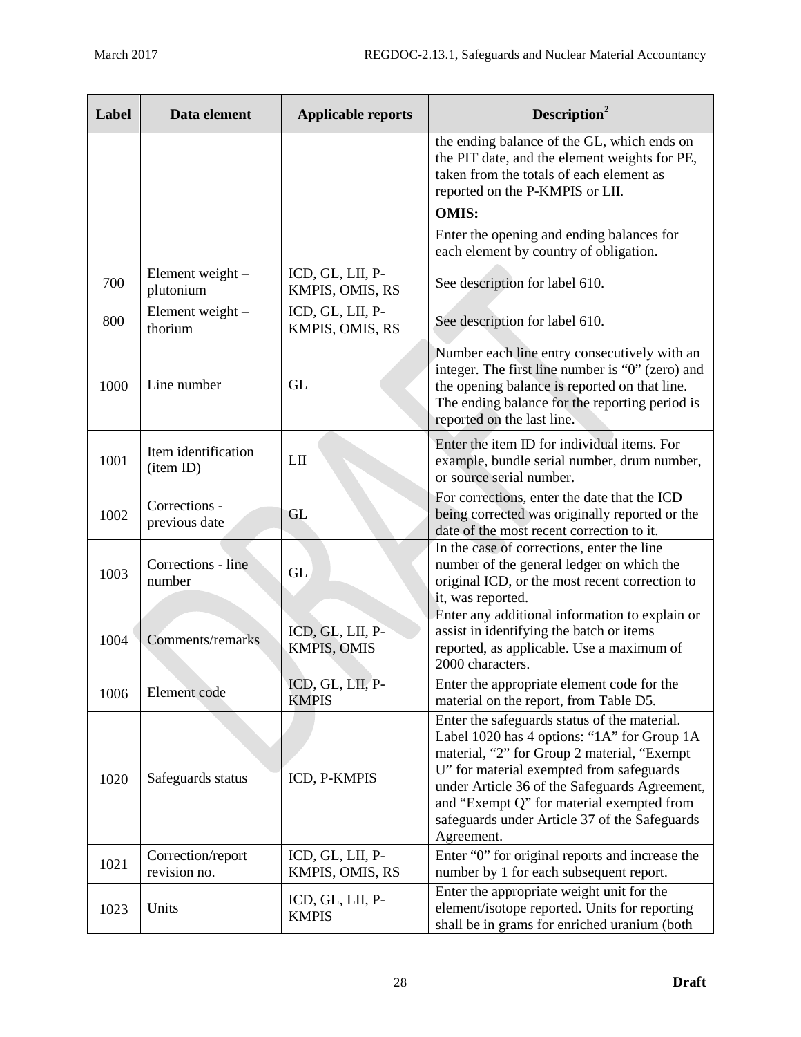| Label | Data element | Applicable reports | Description[2] |
|---|---|---|---|
| | | | the ending balance of the GL, which ends on the PIT date, and the element weights for PE, taken from the totals of each element as reported on the P-KMPIS or LII.<br>**OMIS:**<br>Enter the opening and ending balances for each element by country of obligation. |
| 700 | Element weight – plutonium | ICD, GL, LII, P-KMPIS, OMIS, RS | See description for label 610. |
| 800 | Element weight – thorium | ICD, GL, LII, P-KMPIS, OMIS, RS | See description for label 610. |
| 1000 | Line number | GL | Number each line entry consecutively with an integer. The first line number is "0" (zero) and the opening balance is reported on that line. The ending balance for the reporting period is reported on the last line. |
| 1001 | Item identification (item ID) | LII | Enter the item ID for individual items. For example, bundle serial number, drum number, or source serial number. |
| 1002 | Corrections - previous date | GL | For corrections, enter the date that the ICD being corrected was originally reported or the date of the most recent correction to it. |
| 1003 | Corrections - line number | GL | In the case of corrections, enter the line number of the general ledger on which the original ICD, or the most recent correction to it, was reported. |
| 1004 | Comments/remarks | ICD, GL, LII, P-KMPIS, OMIS | Enter any additional information to explain or assist in identifying the batch or items reported, as applicable. Use a maximum of 2000 characters. |
| 1006 | Element code | ICD, GL, LII, P-KMPIS | Enter the appropriate element code for the material on the report, from Table D5. |
| 1020 | Safeguards status | ICD, P-KMPIS | Enter the safeguards status of the material. Label 1020 has 4 options: "1A" for Group 1A material, "2" for Group 2 material, "Exempt U" for material exempted from safeguards under Article 36 of the Safeguards Agreement, and "Exempt Q" for material exempted from safeguards under Article 37 of the Safeguards Agreement. |
| 1021 | Correction/report revision no. | ICD, GL, LII, P-KMPIS, OMIS, RS | Enter "0" for original reports and increase the number by 1 for each subsequent report. |
| 1023 | Units | ICD, GL, LII, P-KMPIS | Enter the appropriate weight unit for the element/isotope reported. Units for reporting shall be in grams for enriched uranium (both |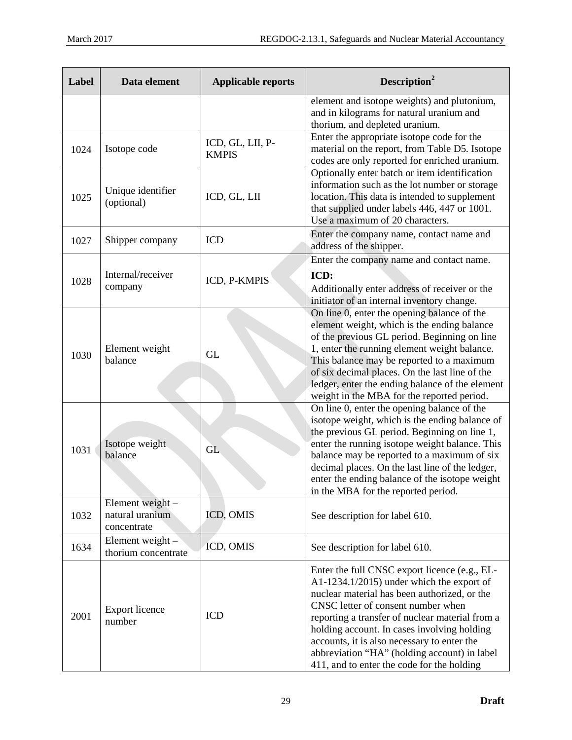| Label | Data element | Applicable reports | Description[2] |
|---|---|---|---|
| | | | element and isotope weights) and plutonium, and in kilograms for natural uranium and thorium, and depleted uranium. |
| 1024 | Isotope code | ICD, GL, LII, P-KMPIS | Enter the appropriate isotope code for the material on the report, from Table D5. Isotope codes are only reported for enriched uranium. |
| 1025 | Unique identifier (optional) | ICD, GL, LII | Optionally enter batch or item identification information such as the lot number or storage location. This data is intended to supplement that supplied under labels 446, 447 or 1001. Use a maximum of 20 characters. |
| 1027 | Shipper company | ICD | Enter the company name, contact name and address of the shipper. |
| 1028 | Internal/receiver company | ICD, P-KMPIS | Enter the company name and contact name. **ICD:** Additionally enter address of receiver or the initiator of an internal inventory change. |
| 1030 | Element weight balance | GL | On line 0, enter the opening balance of the element weight, which is the ending balance of the previous GL period. Beginning on line 1, enter the running element weight balance. This balance may be reported to a maximum of six decimal places. On the last line of the ledger, enter the ending balance of the element weight in the MBA for the reported period. |
| 1031 | Isotope weight balance | GL | On line 0, enter the opening balance of the isotope weight, which is the ending balance of the previous GL period. Beginning on line 1, enter the running isotope weight balance. This balance may be reported to a maximum of six decimal places. On the last line of the ledger, enter the ending balance of the isotope weight in the MBA for the reported period. |
| 1032 | Element weight – natural uranium concentrate | ICD, OMIS | See description for label 610. |
| 1634 | Element weight – thorium concentrate | ICD, OMIS | See description for label 610. |
| 2001 | Export licence number | ICD | Enter the full CNSC export licence (e.g., EL-A1-1234.1/2015) under which the export of nuclear material has been authorized, or the CNSC letter of consent number when reporting a transfer of nuclear material from a holding account. In cases involving holding accounts, it is also necessary to enter the abbreviation “HA” (holding account) in label 411, and to enter the code for the holding |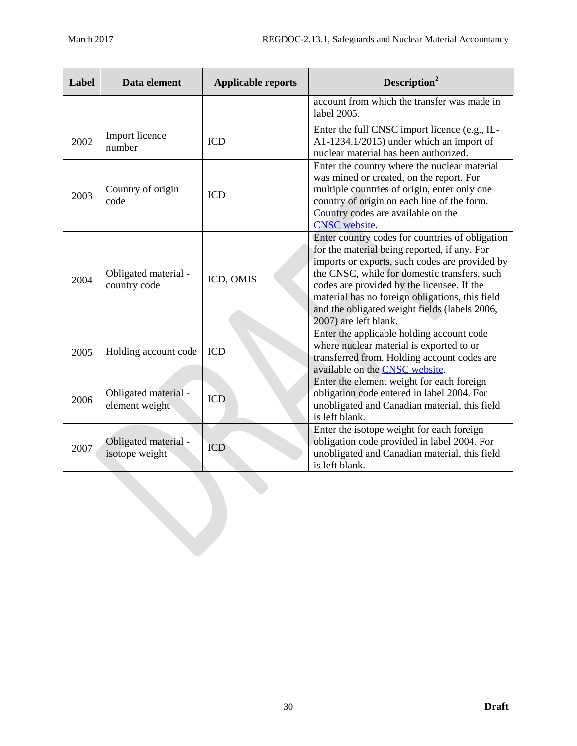| Label | Data element | Applicable reports | Description[2] |
|---|---|---|---|
| | | | account from which the transfer was made in label 2005. |
| 2002 | Import licence number | ICD | Enter the full CNSC import licence (e.g., IL-A1-1234.1/2015) under which an import of nuclear material has been authorized. |
| 2003 | Country of origin code | ICD | Enter the country where the nuclear material was mined or created, on the report. For multiple countries of origin, enter only one country of origin on each line of the form. Country codes are available on the CNSC website. |
| 2004 | Obligated material - country code | ICD, OMIS | Enter country codes for countries of obligation for the material being reported, if any. For imports or exports, such codes are provided by the CNSC, while for domestic transfers, such codes are provided by the licensee. If the material has no foreign obligations, this field and the obligated weight fields (labels 2006, 2007) are left blank. |
| 2005 | Holding account code | ICD | Enter the applicable holding account code where nuclear material is exported to or transferred from. Holding account codes are available on the CNSC website. |
| 2006 | Obligated material - element weight | ICD | Enter the element weight for each foreign obligation code entered in label 2004. For unobligated and Canadian material, this field is left blank. |
| 2007 | Obligated material - isotope weight | ICD | Enter the isotope weight for each foreign obligation code provided in label 2004. For unobligated and Canadian material, this field is left blank. |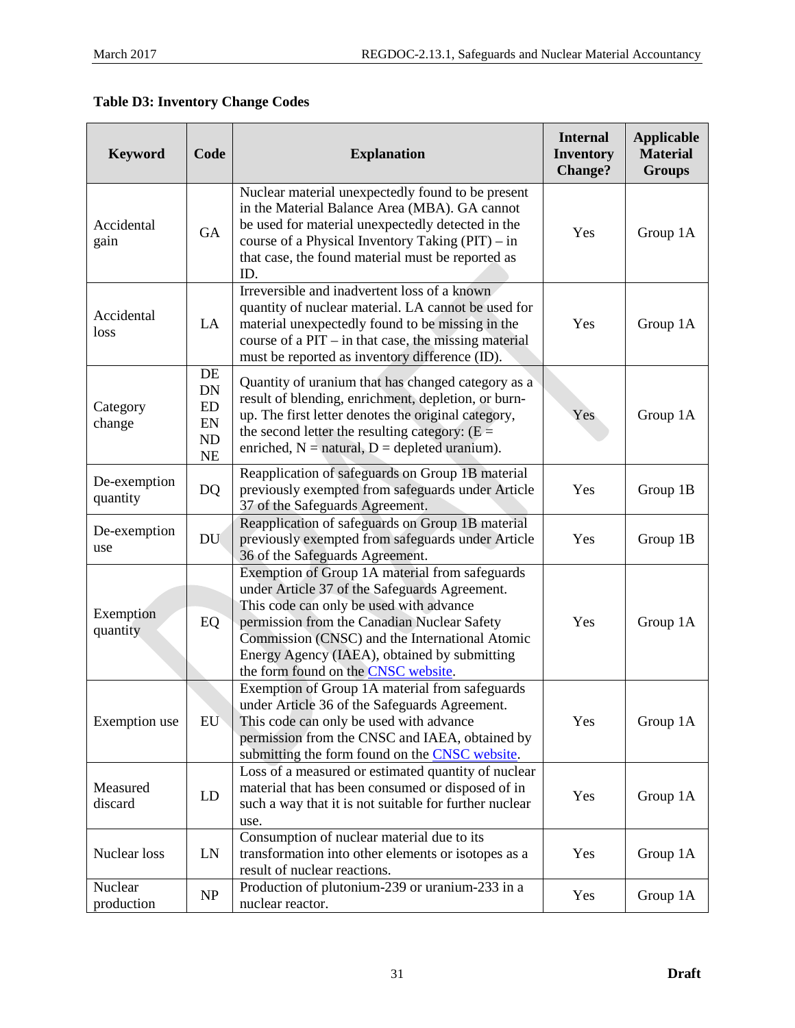**Table D3: Inventory Change Codes**

| Keyword | Code | Explanation | Internal Inventory Change? | Applicable Material Groups |
|---|---|---|---|---|
| Accidental gain | GA | Nuclear material unexpectedly found to be present in the Material Balance Area (MBA). GA cannot be used for material unexpectedly detected in the course of a Physical Inventory Taking (PIT) – in that case, the found material must be reported as ID. | Yes | Group 1A |
| Accidental loss | LA | Irreversible and inadvertent loss of a known quantity of nuclear material. LA cannot be used for material unexpectedly found to be missing in the course of a PIT – in that case, the missing material must be reported as inventory difference (ID). | Yes | Group 1A |
| Category change | DE DN ED EN ND NE | Quantity of uranium that has changed category as a result of blending, enrichment, depletion, or burn-up. The first letter denotes the original category, the second letter the resulting category: (E = enriched, N = natural, D = depleted uranium). | Yes | Group 1A |
| De-exemption quantity | DQ | Reapplication of safeguards on Group 1B material previously exempted from safeguards under Article 37 of the Safeguards Agreement. | Yes | Group 1B |
| De-exemption use | DU | Reapplication of safeguards on Group 1B material previously exempted from safeguards under Article 36 of the Safeguards Agreement. | Yes | Group 1B |
| Exemption quantity | EQ | Exemption of Group 1A material from safeguards under Article 37 of the Safeguards Agreement. This code can only be used with advance permission from the Canadian Nuclear Safety Commission (CNSC) and the International Atomic Energy Agency (IAEA), obtained by submitting the form found on the CNSC website. | Yes | Group 1A |
| Exemption use | EU | Exemption of Group 1A material from safeguards under Article 36 of the Safeguards Agreement. This code can only be used with advance permission from the CNSC and IAEA, obtained by submitting the form found on the CNSC website. | Yes | Group 1A |
| Measured discard | LD | Loss of a measured or estimated quantity of nuclear material that has been consumed or disposed of in such a way that it is not suitable for further nuclear use. | Yes | Group 1A |
| Nuclear loss | LN | Consumption of nuclear material due to its transformation into other elements or isotopes as a result of nuclear reactions. | Yes | Group 1A |
| Nuclear production | NP | Production of plutonium-239 or uranium-233 in a nuclear reactor. | Yes | Group 1A |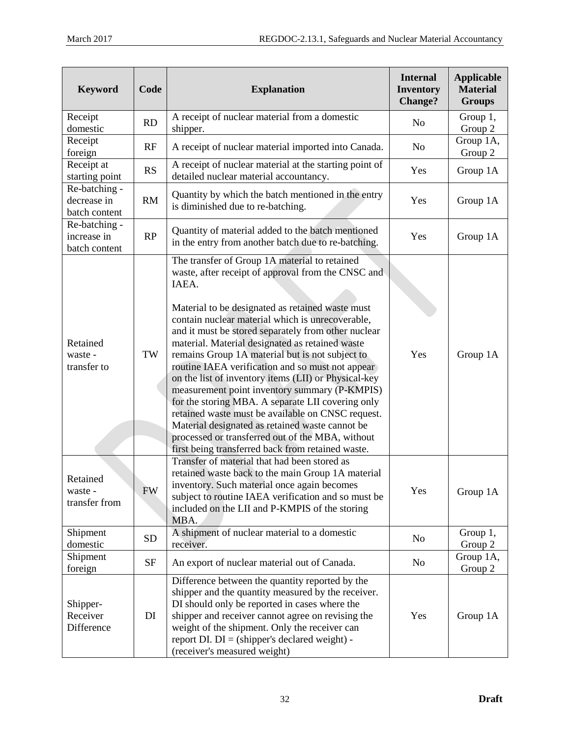| Keyword | Code | Explanation | Internal Inventory Change? | Applicable Material Groups |
|---|---|---|---|---|
| Receipt domestic | RD | A receipt of nuclear material from a domestic shipper. | No | Group 1, Group 2 |
| Receipt foreign | RF | A receipt of nuclear material imported into Canada. | No | Group 1A, Group 2 |
| Receipt at starting point | RS | A receipt of nuclear material at the starting point of detailed nuclear material accountancy. | Yes | Group 1A |
| Re-batching - decrease in batch content | RM | Quantity by which the batch mentioned in the entry is diminished due to re-batching. | Yes | Group 1A |
| Re-batching - increase in batch content | RP | Quantity of material added to the batch mentioned in the entry from another batch due to re-batching. | Yes | Group 1A |
| Retained waste - transfer to | TW | The transfer of Group 1A material to retained waste, after receipt of approval from the CNSC and IAEA.<br><br>Material to be designated as retained waste must contain nuclear material which is unrecoverable, and it must be stored separately from other nuclear material. Material designated as retained waste remains Group 1A material but is not subject to routine IAEA verification and so must not appear on the list of inventory items (LII) or Physical-key measurement point inventory summary (P-KMPIS) for the storing MBA. A separate LII covering only retained waste must be available on CNSC request. Material designated as retained waste cannot be processed or transferred out of the MBA, without first being transferred back from retained waste. | Yes | Group 1A |
| Retained waste - transfer from | FW | Transfer of material that had been stored as retained waste back to the main Group 1A material inventory. Such material once again becomes subject to routine IAEA verification and so must be included on the LII and P-KMPIS of the storing MBA. | Yes | Group 1A |
| Shipment domestic | SD | A shipment of nuclear material to a domestic receiver. | No | Group 1, Group 2 |
| Shipment foreign | SF | An export of nuclear material out of Canada. | No | Group 1A, Group 2 |
| Shipper-Receiver Difference | DI | Difference between the quantity reported by the shipper and the quantity measured by the receiver. DI should only be reported in cases where the shipper and receiver cannot agree on revising the weight of the shipment. Only the receiver can report DI. DI = (shipper's declared weight) - (receiver's measured weight) | Yes | Group 1A |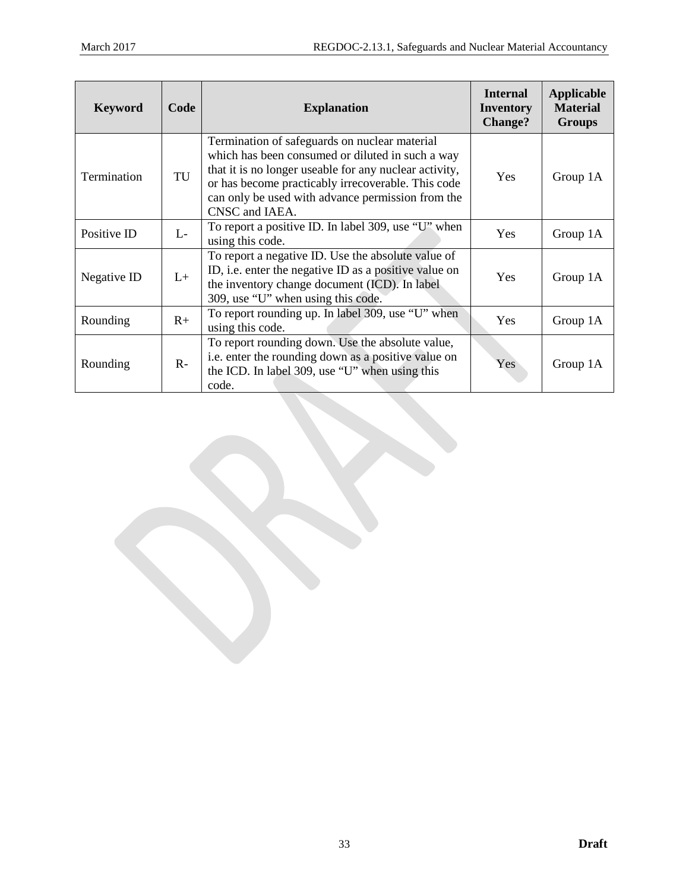| Keyword | Code | Explanation | Internal Inventory Change? | Applicable Material Groups |
|---|---|---|---|---|
| Termination | TU | Termination of safeguards on nuclear material which has been consumed or diluted in such a way that it is no longer useable for any nuclear activity, or has become practicably irrecoverable. This code can only be used with advance permission from the CNSC and IAEA. | Yes | Group 1A |
| Positive ID | L- | To report a positive ID. In label 309, use “U” when using this code. | Yes | Group 1A |
| Negative ID | L+ | To report a negative ID. Use the absolute value of ID, i.e. enter the negative ID as a positive value on the inventory change document (ICD). In label 309, use “U” when using this code. | Yes | Group 1A |
| Rounding | R+ | To report rounding up. In label 309, use “U” when using this code. | Yes | Group 1A |
| Rounding | R- | To report rounding down. Use the absolute value, i.e. enter the rounding down as a positive value on the ICD. In label 309, use “U” when using this code. | Yes | Group 1A |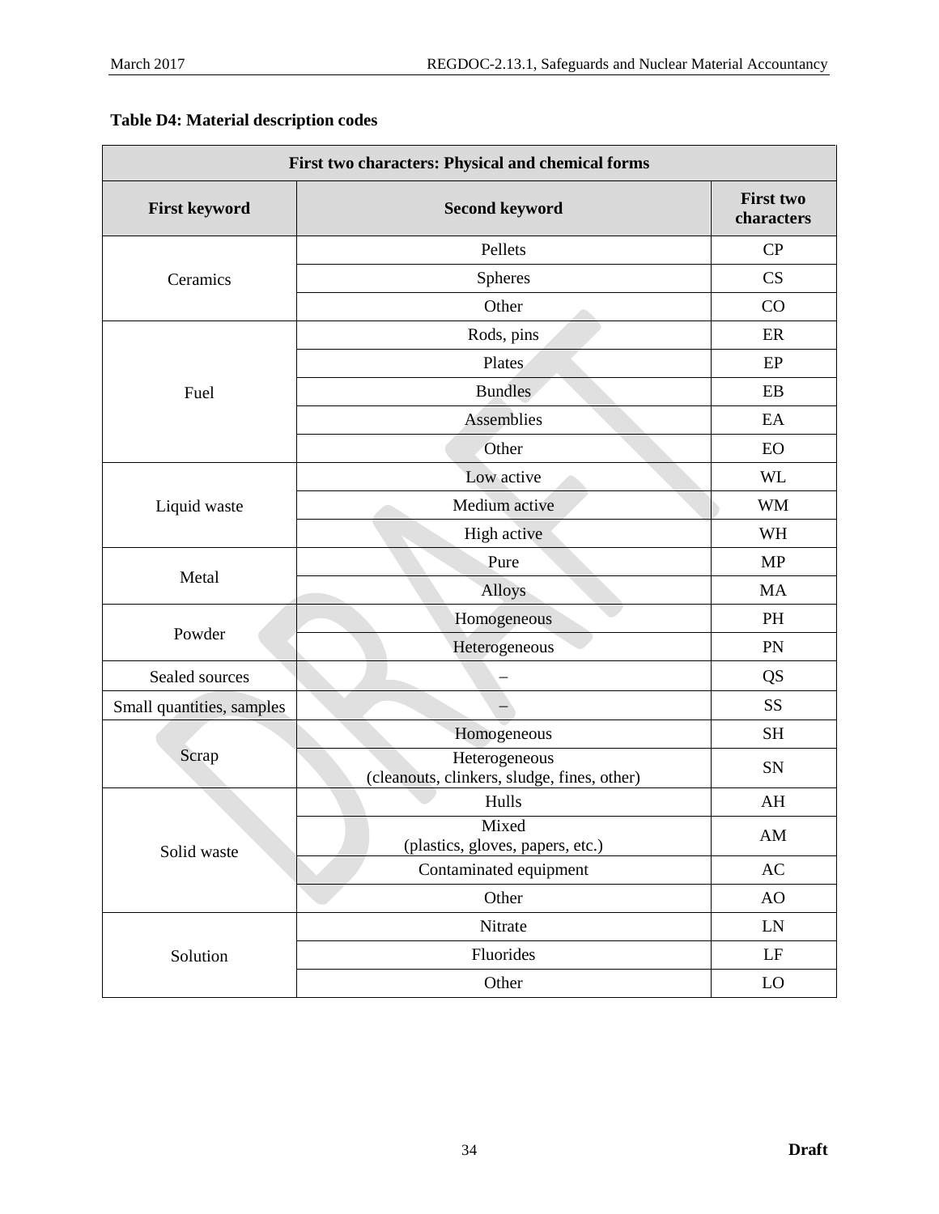**Table D4: Material description codes**

| First two characters: Physical and chemical forms | | |
|---|---|---|
| **First keyword** | **Second keyword** | **First two characters** |
| Ceramics | Pellets | CP |
| | Spheres | CS |
| | Other | CO |
| Fuel | Rods, pins | ER |
| | Plates | EP |
| | Bundles | EB |
| | Assemblies | EA |
| | Other | EO |
| Liquid waste | Low active | WL |
| | Medium active | WM |
| | High active | WH |
| Metal | Pure | MP |
| | Alloys | MA |
| Powder | Homogeneous | PH |
| | Heterogeneous | PN |
| Sealed sources | – | QS |
| Small quantities, samples | – | SS |
| Scrap | Homogeneous | SH |
| | Heterogeneous (cleanouts, clinkers, sludge, fines, other) | SN |
| Solid waste | Hulls | AH |
| | Mixed (plastics, gloves, papers, etc.) | AM |
| | Contaminated equipment | AC |
| | Other | AO |
| Solution | Nitrate | LN |
| | Fluorides | LF |
| | Other | LO |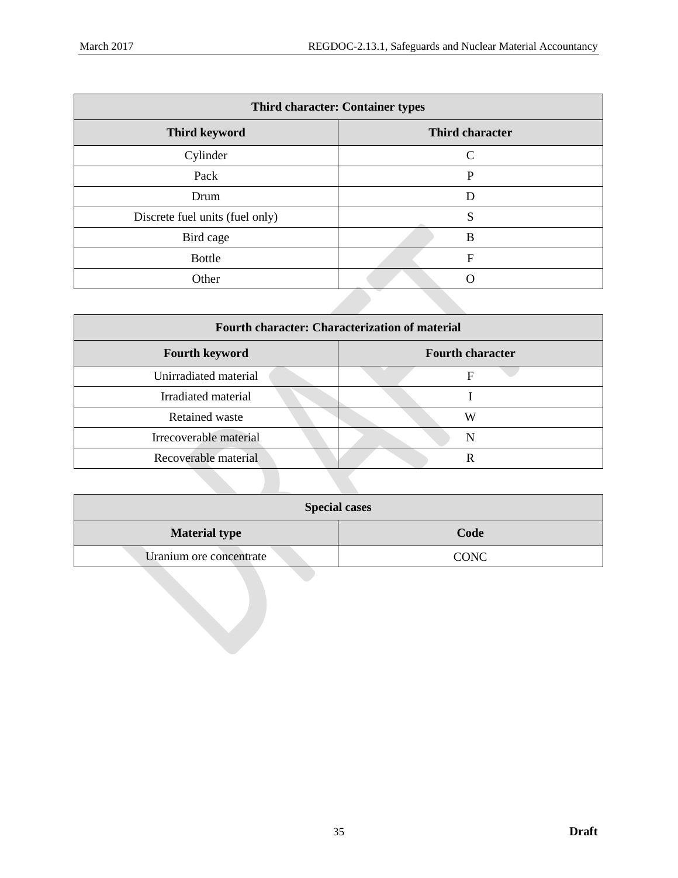| Third character: Container types | |
|---|---|
| **Third keyword** | **Third character** |
| Cylinder | C |
| Pack | P |
| Drum | D |
| Discrete fuel units (fuel only) | S |
| Bird cage | B |
| Bottle | F |
| Other | O |

| Fourth character: Characterization of material | |
|---|---|
| **Fourth keyword** | **Fourth character** |
| Unirradiated material | F |
| Irradiated material | I |
| Retained waste | W |
| Irrecoverable material | N |
| Recoverable material | R |

| Special cases | |
|---|---|
| **Material type** | **Code** |
| Uranium ore concentrate | CONC |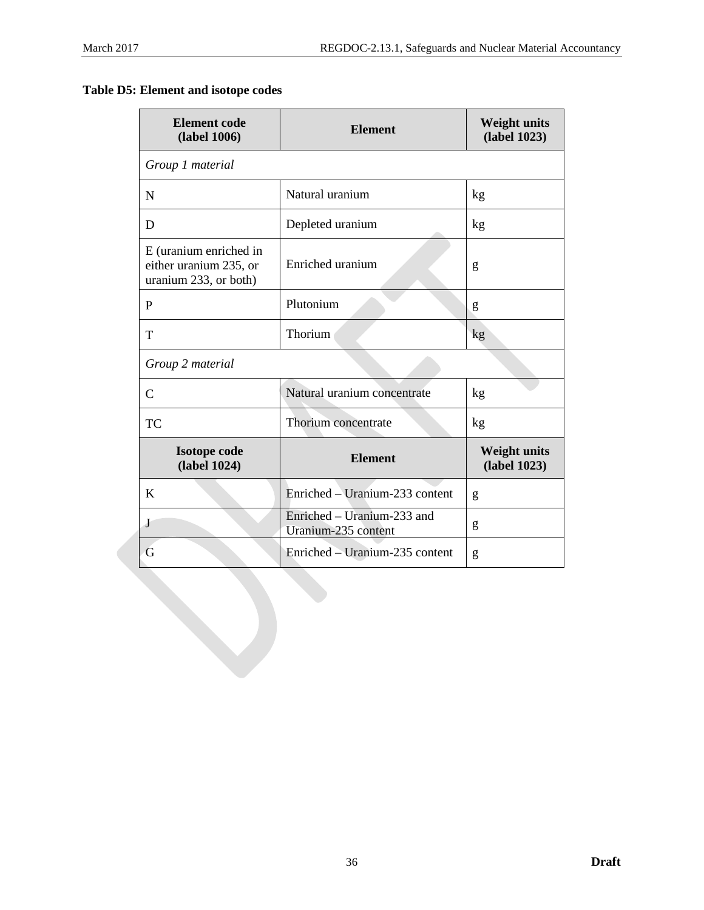**Table D5: Element and isotope codes**

| Element code (label 1006) | Element | Weight units (label 1023) |
|---|---|---|
| *Group 1 material* | | |
| N | Natural uranium | kg |
| D | Depleted uranium | kg |
| E (uranium enriched in either uranium 235, or uranium 233, or both) | Enriched uranium | g |
| P | Plutonium | g |
| T | Thorium | kg |
| *Group 2 material* | | |
| C | Natural uranium concentrate | kg |
| TC | Thorium concentrate | kg |
| **Isotope code (label 1024)** | **Element** | **Weight units (label 1023)** |
| K | Enriched – Uranium-233 content | g |
| J | Enriched – Uranium-233 and Uranium-235 content | g |
| G | Enriched – Uranium-235 content | g |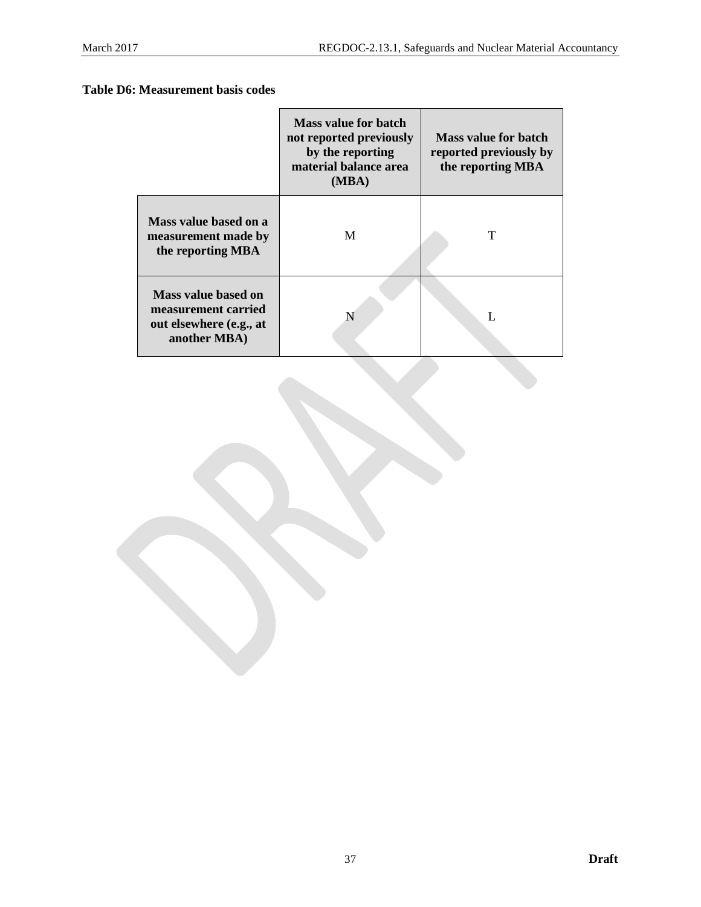**Table D6: Measurement basis codes**

| | Mass value for batch not reported previously by the reporting material balance area (MBA) | Mass value for batch reported previously by the reporting MBA |
|---|---|---|
| **Mass value based on a measurement made by the reporting MBA** | M | T |
| **Mass value based on measurement carried out elsewhere (e.g., at another MBA)** | N | L |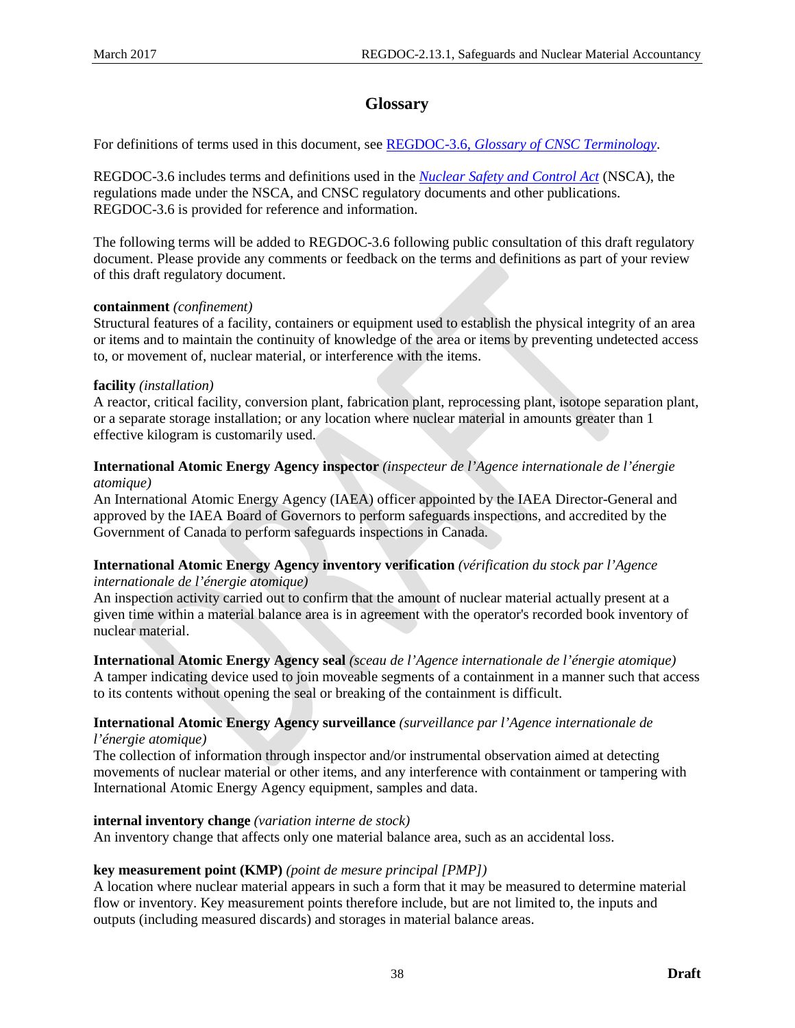# Glossary

For definitions of terms used in this document, see [REGDOC-3.6, *Glossary of CNSC Terminology*](#).

REGDOC-3.6 includes terms and definitions used in the [*Nuclear Safety and Control Act*](#) (NSCA), the regulations made under the NSCA, and CNSC regulatory documents and other publications. REGDOC-3.6 is provided for reference and information.

The following terms will be added to REGDOC-3.6 following public consultation of this draft regulatory document. Please provide any comments or feedback on the terms and definitions as part of your review of this draft regulatory document.

**containment** *(confinement)*
Structural features of a facility, containers or equipment used to establish the physical integrity of an area or items and to maintain the continuity of knowledge of the area or items by preventing undetected access to, or movement of, nuclear material, or interference with the items.

**facility** *(installation)*
A reactor, critical facility, conversion plant, fabrication plant, reprocessing plant, isotope separation plant, or a separate storage installation; or any location where nuclear material in amounts greater than 1 effective kilogram is customarily used.

**International Atomic Energy Agency inspector** *(inspecteur de l'Agence internationale de l'énergie atomique)*
An International Atomic Energy Agency (IAEA) officer appointed by the IAEA Director-General and approved by the IAEA Board of Governors to perform safeguards inspections, and accredited by the Government of Canada to perform safeguards inspections in Canada.

**International Atomic Energy Agency inventory verification** *(vérification du stock par l'Agence internationale de l'énergie atomique)*
An inspection activity carried out to confirm that the amount of nuclear material actually present at a given time within a material balance area is in agreement with the operator's recorded book inventory of nuclear material.

**International Atomic Energy Agency seal** *(sceau de l'Agence internationale de l'énergie atomique)*
A tamper indicating device used to join moveable segments of a containment in a manner such that access to its contents without opening the seal or breaking of the containment is difficult.

**International Atomic Energy Agency surveillance** *(surveillance par l'Agence internationale de l'énergie atomique)*
The collection of information through inspector and/or instrumental observation aimed at detecting movements of nuclear material or other items, and any interference with containment or tampering with International Atomic Energy Agency equipment, samples and data.

**internal inventory change** *(variation interne de stock)*
An inventory change that affects only one material balance area, such as an accidental loss.

**key measurement point (KMP)** *(point de mesure principal [PMP])*
A location where nuclear material appears in such a form that it may be measured to determine material flow or inventory. Key measurement points therefore include, but are not limited to, the inputs and outputs (including measured discards) and storages in material balance areas.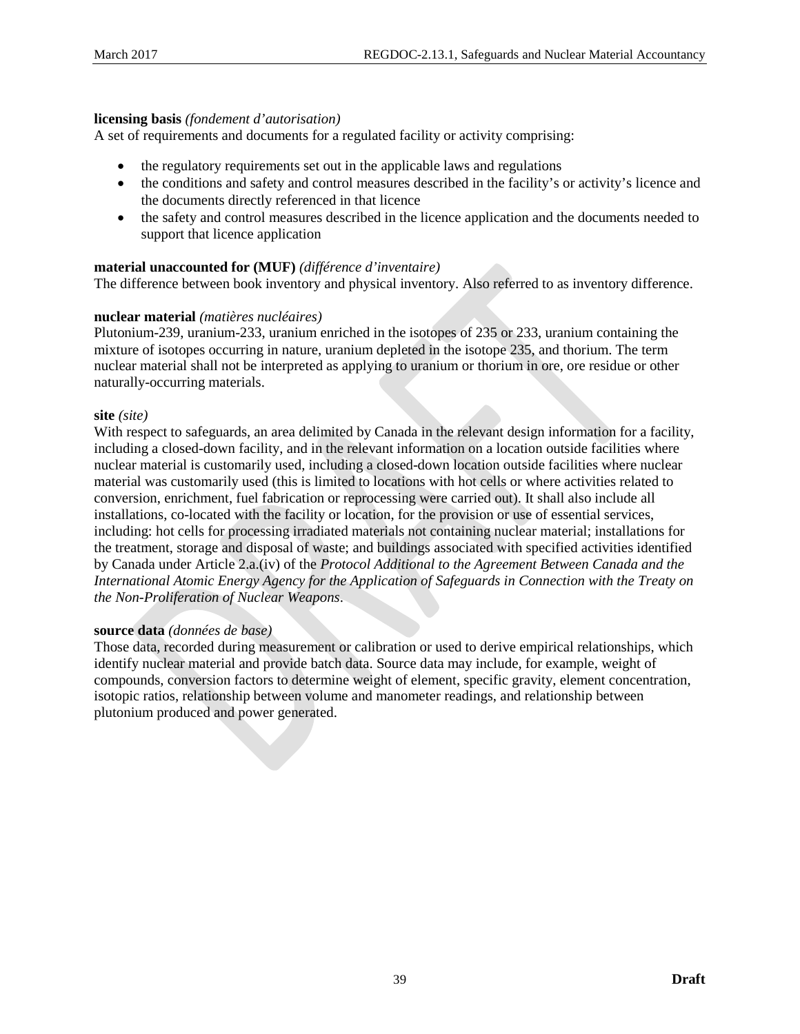**licensing basis** *(fondement d'autorisation)*
A set of requirements and documents for a regulated facility or activity comprising:

- the regulatory requirements set out in the applicable laws and regulations
- the conditions and safety and control measures described in the facility's or activity's licence and the documents directly referenced in that licence
- the safety and control measures described in the licence application and the documents needed to support that licence application

**material unaccounted for (MUF)** *(différence d'inventaire)*
The difference between book inventory and physical inventory. Also referred to as inventory difference.

**nuclear material** *(matières nucléaires)*
Plutonium-239, uranium-233, uranium enriched in the isotopes of 235 or 233, uranium containing the mixture of isotopes occurring in nature, uranium depleted in the isotope 235, and thorium. The term nuclear material shall not be interpreted as applying to uranium or thorium in ore, ore residue or other naturally-occurring materials.

**site** *(site)*
With respect to safeguards, an area delimited by Canada in the relevant design information for a facility, including a closed-down facility, and in the relevant information on a location outside facilities where nuclear material is customarily used, including a closed-down location outside facilities where nuclear material was customarily used (this is limited to locations with hot cells or where activities related to conversion, enrichment, fuel fabrication or reprocessing were carried out). It shall also include all installations, co-located with the facility or location, for the provision or use of essential services, including: hot cells for processing irradiated materials not containing nuclear material; installations for the treatment, storage and disposal of waste; and buildings associated with specified activities identified by Canada under Article 2.a.(iv) of the *Protocol Additional to the Agreement Between Canada and the International Atomic Energy Agency for the Application of Safeguards in Connection with the Treaty on the Non-Proliferation of Nuclear Weapons*.

**source data** *(données de base)*
Those data, recorded during measurement or calibration or used to derive empirical relationships, which identify nuclear material and provide batch data. Source data may include, for example, weight of compounds, conversion factors to determine weight of element, specific gravity, element concentration, isotopic ratios, relationship between volume and manometer readings, and relationship between plutonium produced and power generated.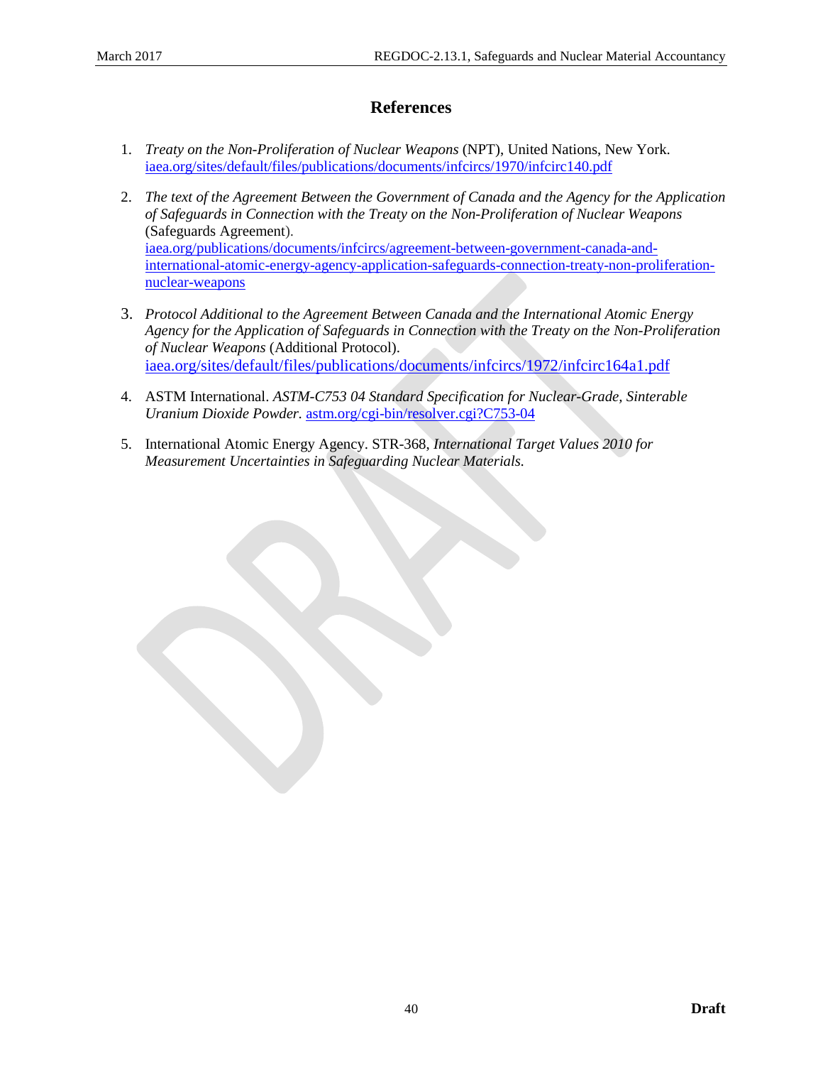# References

1. *Treaty on the Non-Proliferation of Nuclear Weapons* (NPT), United Nations, New York. [iaea.org/sites/default/files/publications/documents/infcircs/1970/infcirc140.pdf](iaea.org/sites/default/files/publications/documents/infcircs/1970/infcirc140.pdf)

2. *The text of the Agreement Between the Government of Canada and the Agency for the Application of Safeguards in Connection with the Treaty on the Non-Proliferation of Nuclear Weapons* (Safeguards Agreement). [iaea.org/publications/documents/infcircs/agreement-between-government-canada-and-international-atomic-energy-agency-application-safeguards-connection-treaty-non-proliferation-nuclear-weapons](iaea.org/publications/documents/infcircs/agreement-between-government-canada-and-international-atomic-energy-agency-application-safeguards-connection-treaty-non-proliferation-nuclear-weapons)

3. *Protocol Additional to the Agreement Between Canada and the International Atomic Energy Agency for the Application of Safeguards in Connection with the Treaty on the Non-Proliferation of Nuclear Weapons* (Additional Protocol). [iaea.org/sites/default/files/publications/documents/infcircs/1972/infcirc164a1.pdf](iaea.org/sites/default/files/publications/documents/infcircs/1972/infcirc164a1.pdf)

4. ASTM International. *ASTM-C753 04 Standard Specification for Nuclear-Grade, Sinterable Uranium Dioxide Powder.* [astm.org/cgi-bin/resolver.cgi?C753-04](astm.org/cgi-bin/resolver.cgi?C753-04)

5. International Atomic Energy Agency. STR-368, *International Target Values 2010 for Measurement Uncertainties in Safeguarding Nuclear Materials.*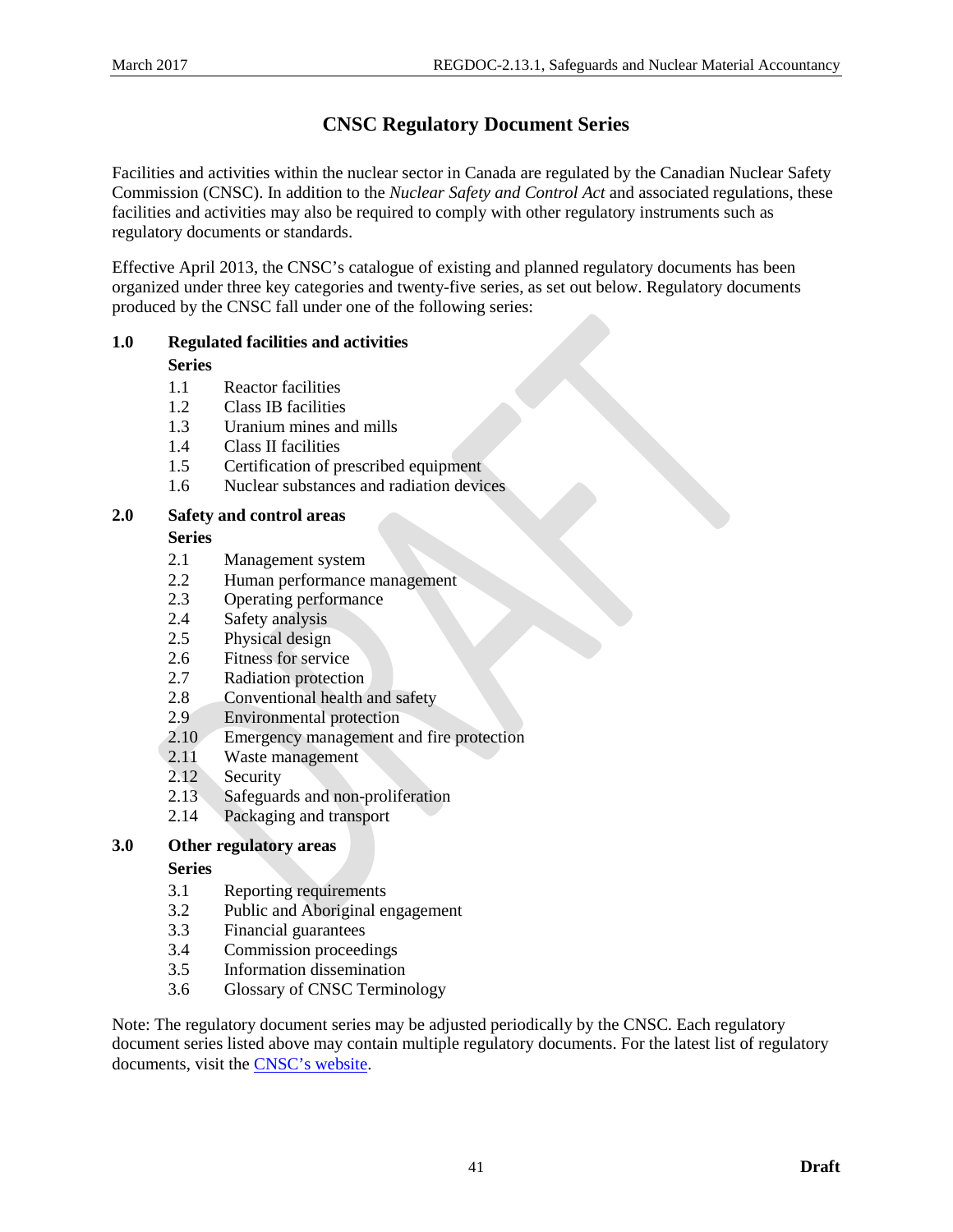# CNSC Regulatory Document Series

Facilities and activities within the nuclear sector in Canada are regulated by the Canadian Nuclear Safety Commission (CNSC). In addition to the *Nuclear Safety and Control Act* and associated regulations, these facilities and activities may also be required to comply with other regulatory instruments such as regulatory documents or standards.

Effective April 2013, the CNSC's catalogue of existing and planned regulatory documents has been organized under three key categories and twenty-five series, as set out below. Regulatory documents produced by the CNSC fall under one of the following series:

**1.0 Regulated facilities and activities**

**Series**

- 1.1 Reactor facilities
- 1.2 Class IB facilities
- 1.3 Uranium mines and mills
- 1.4 Class II facilities
- 1.5 Certification of prescribed equipment
- 1.6 Nuclear substances and radiation devices

**2.0 Safety and control areas**

**Series**

- 2.1 Management system
- 2.2 Human performance management
- 2.3 Operating performance
- 2.4 Safety analysis
- 2.5 Physical design
- 2.6 Fitness for service
- 2.7 Radiation protection
- 2.8 Conventional health and safety
- 2.9 Environmental protection
- 2.10 Emergency management and fire protection
- 2.11 Waste management
- 2.12 Security
- 2.13 Safeguards and non-proliferation
- 2.14 Packaging and transport

**3.0 Other regulatory areas**

**Series**

- 3.1 Reporting requirements
- 3.2 Public and Aboriginal engagement
- 3.3 Financial guarantees
- 3.4 Commission proceedings
- 3.5 Information dissemination
- 3.6 Glossary of CNSC Terminology

Note: The regulatory document series may be adjusted periodically by the CNSC. Each regulatory document series listed above may contain multiple regulatory documents. For the latest list of regulatory documents, visit the CNSC's website.